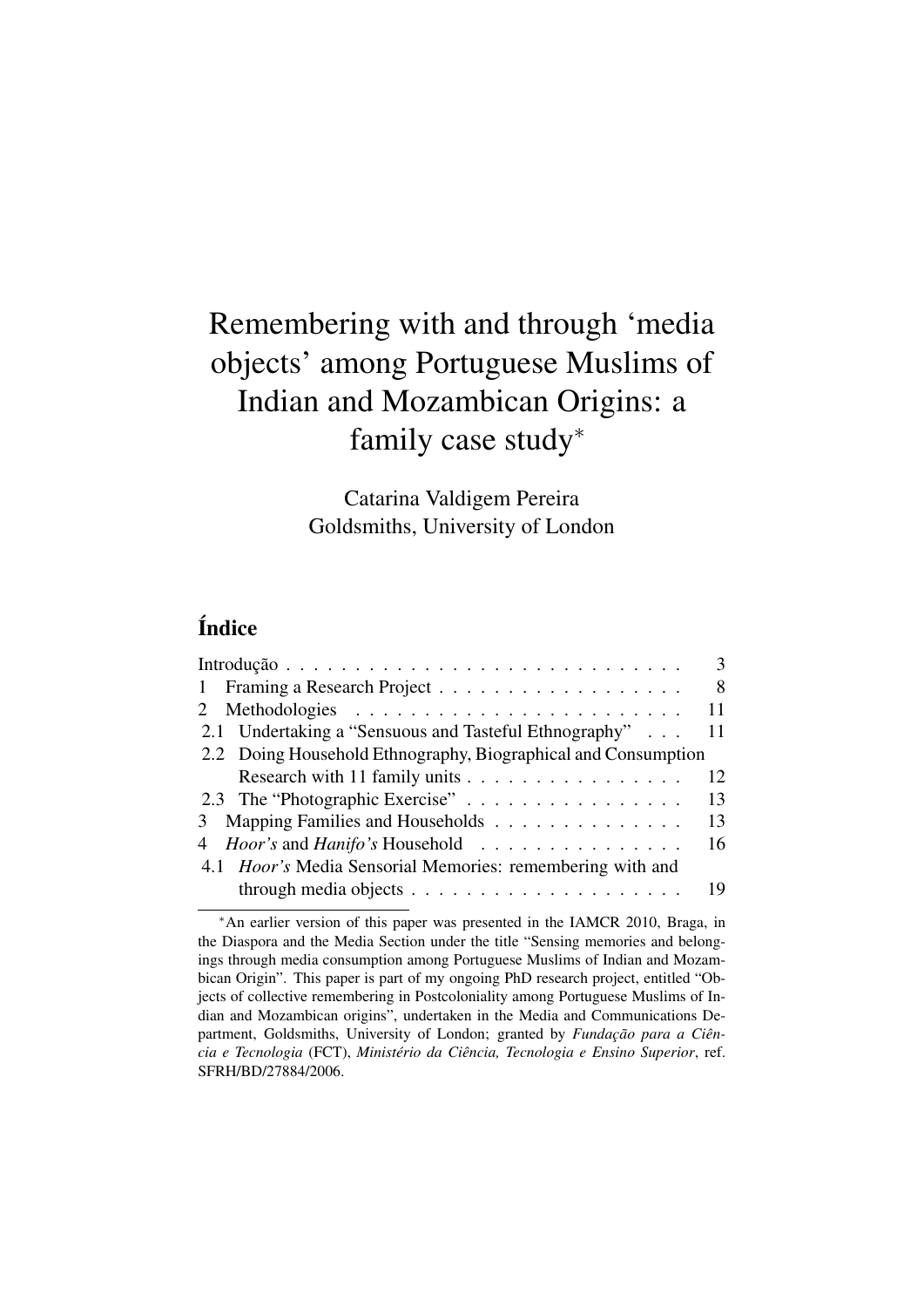# Remembering with and through 'media objects' among Portuguese Muslims of Indian and Mozambican Origins: a family case study*

Catarina Valdigem Pereira
Goldsmiths, University of London

## Índice

Introdução . . . . . . . . . . . . . . . . . . . . . . . . . . . . . 3
1 Framing a Research Project . . . . . . . . . . . . . . . . . . 8
2 Methodologies . . . . . . . . . . . . . . . . . . . . . . . . 11
2.1 Undertaking a "Sensuous and Tasteful Ethnography" . . . 11
2.2 Doing Household Ethnography, Biographical and Consumption Research with 11 family units . . . . . . . . . . . . . . . . 12
2.3 The "Photographic Exercise" . . . . . . . . . . . . . . . . 13
3 Mapping Families and Households . . . . . . . . . . . . . . 13
4 *Hoor's* and *Hanifo's* Household . . . . . . . . . . . . . . . 16
4.1 *Hoor's* Media Sensorial Memories: remembering with and through media objects . . . . . . . . . . . . . . . . . . . . 19

*An earlier version of this paper was presented in the IAMCR 2010, Braga, in the Diaspora and the Media Section under the title "Sensing memories and belongings through media consumption among Portuguese Muslims of Indian and Mozambican Origin". This paper is part of my ongoing PhD research project, entitled "Objects of collective remembering in Postcoloniality among Portuguese Muslims of Indian and Mozambican origins", undertaken in the Media and Communications Department, Goldsmiths, University of London; granted by *Fundação para a Ciência e Tecnologia* (FCT), *Ministério da Ciência, Tecnologia e Ensino Superior*, ref. SFRH/BD/27884/2006.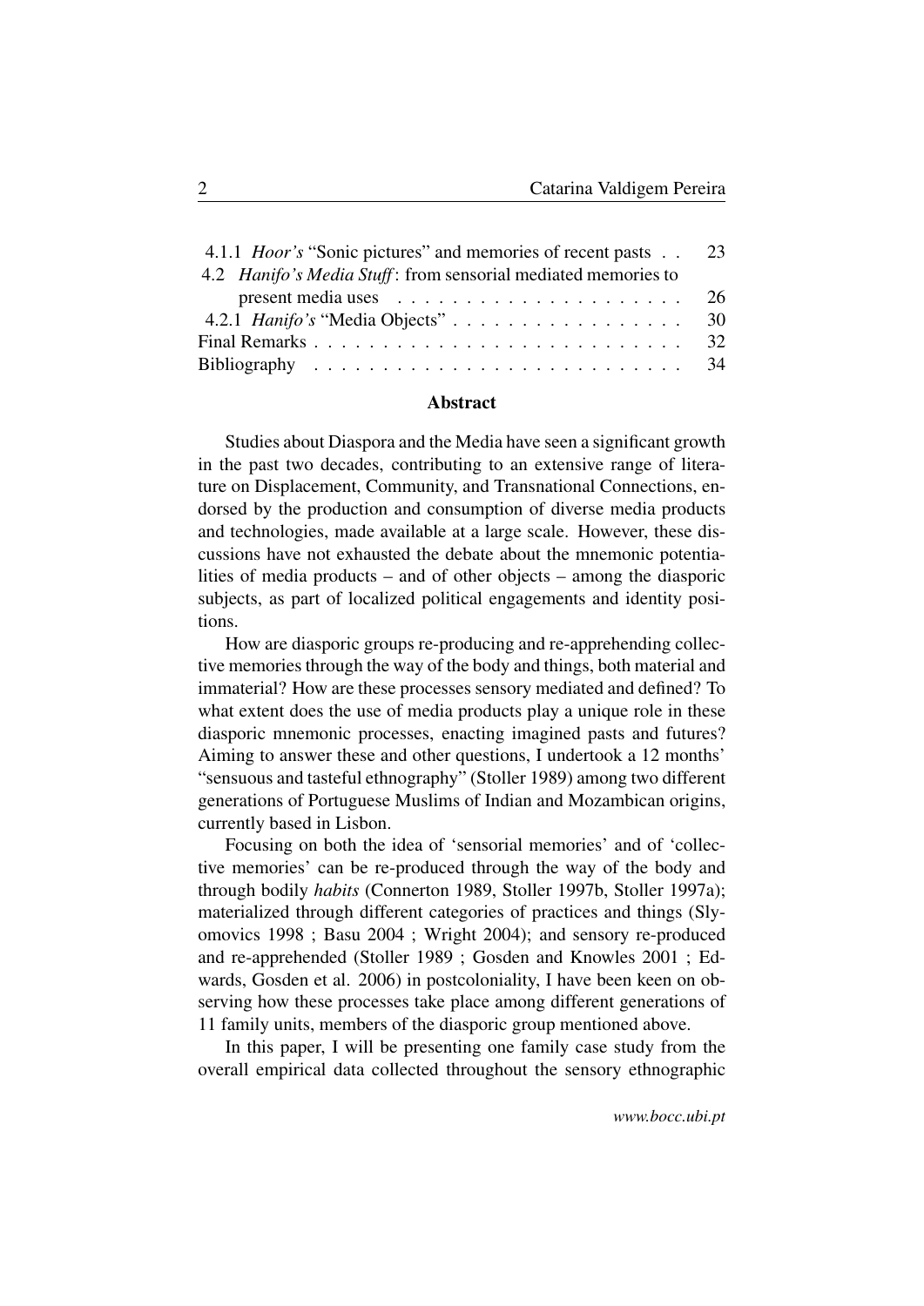4.1.1 *Hoor's* "Sonic pictures" and memories of recent pasts . . 23
4.2 *Hanifo's Media Stuff*: from sensorial mediated memories to present media uses . . . . . . . . . . . . . . . . . . . . 26
4.2.1 *Hanifo's* "Media Objects" . . . . . . . . . . . . . . . . 30
Final Remarks . . . . . . . . . . . . . . . . . . . . . . . . . . 32
Bibliography . . . . . . . . . . . . . . . . . . . . . . . . . . 34

## Abstract

Studies about Diaspora and the Media have seen a significant growth in the past two decades, contributing to an extensive range of literature on Displacement, Community, and Transnational Connections, endorsed by the production and consumption of diverse media products and technologies, made available at a large scale. However, these discussions have not exhausted the debate about the mnemonic potentialities of media products – and of other objects – among the diasporic subjects, as part of localized political engagements and identity positions.

How are diasporic groups re-producing and re-apprehending collective memories through the way of the body and things, both material and immaterial? How are these processes sensory mediated and defined? To what extent does the use of media products play a unique role in these diasporic mnemonic processes, enacting imagined pasts and futures? Aiming to answer these and other questions, I undertook a 12 months' "sensuous and tasteful ethnography" (Stoller 1989) among two different generations of Portuguese Muslims of Indian and Mozambican origins, currently based in Lisbon.

Focusing on both the idea of 'sensorial memories' and of 'collective memories' can be re-produced through the way of the body and through bodily *habits* (Connerton 1989, Stoller 1997b, Stoller 1997a); materialized through different categories of practices and things (Slyomovics 1998 ; Basu 2004 ; Wright 2004); and sensory re-produced and re-apprehended (Stoller 1989 ; Gosden and Knowles 2001 ; Edwards, Gosden et al. 2006) in postcoloniality, I have been keen on observing how these processes take place among different generations of 11 family units, members of the diasporic group mentioned above.

In this paper, I will be presenting one family case study from the overall empirical data collected throughout the sensory ethnographic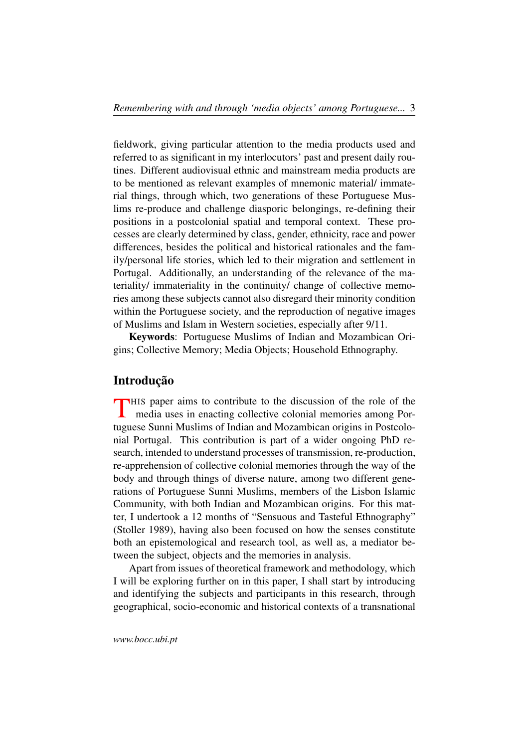fieldwork, giving particular attention to the media products used and referred to as significant in my interlocutors' past and present daily routines. Different audiovisual ethnic and mainstream media products are to be mentioned as relevant examples of mnemonic material/ immaterial things, through which, two generations of these Portuguese Muslims re-produce and challenge diasporic belongings, re-defining their positions in a postcolonial spatial and temporal context. These processes are clearly determined by class, gender, ethnicity, race and power differences, besides the political and historical rationales and the family/personal life stories, which led to their migration and settlement in Portugal. Additionally, an understanding of the relevance of the materiality/ immateriality in the continuity/ change of collective memories among these subjects cannot also disregard their minority condition within the Portuguese society, and the reproduction of negative images of Muslims and Islam in Western societies, especially after 9/11.

**Keywords**: Portuguese Muslims of Indian and Mozambican Origins; Collective Memory; Media Objects; Household Ethnography.

## Introdução

THIS paper aims to contribute to the discussion of the role of the media uses in enacting collective colonial memories among Portuguese Sunni Muslims of Indian and Mozambican origins in Postcolonial Portugal. This contribution is part of a wider ongoing PhD research, intended to understand processes of transmission, re-production, re-apprehension of collective colonial memories through the way of the body and through things of diverse nature, among two different generations of Portuguese Sunni Muslims, members of the Lisbon Islamic Community, with both Indian and Mozambican origins. For this matter, I undertook a 12 months of "Sensuous and Tasteful Ethnography" (Stoller 1989), having also been focused on how the senses constitute both an epistemological and research tool, as well as, a mediator between the subject, objects and the memories in analysis.

Apart from issues of theoretical framework and methodology, which I will be exploring further on in this paper, I shall start by introducing and identifying the subjects and participants in this research, through geographical, socio-economic and historical contexts of a transnational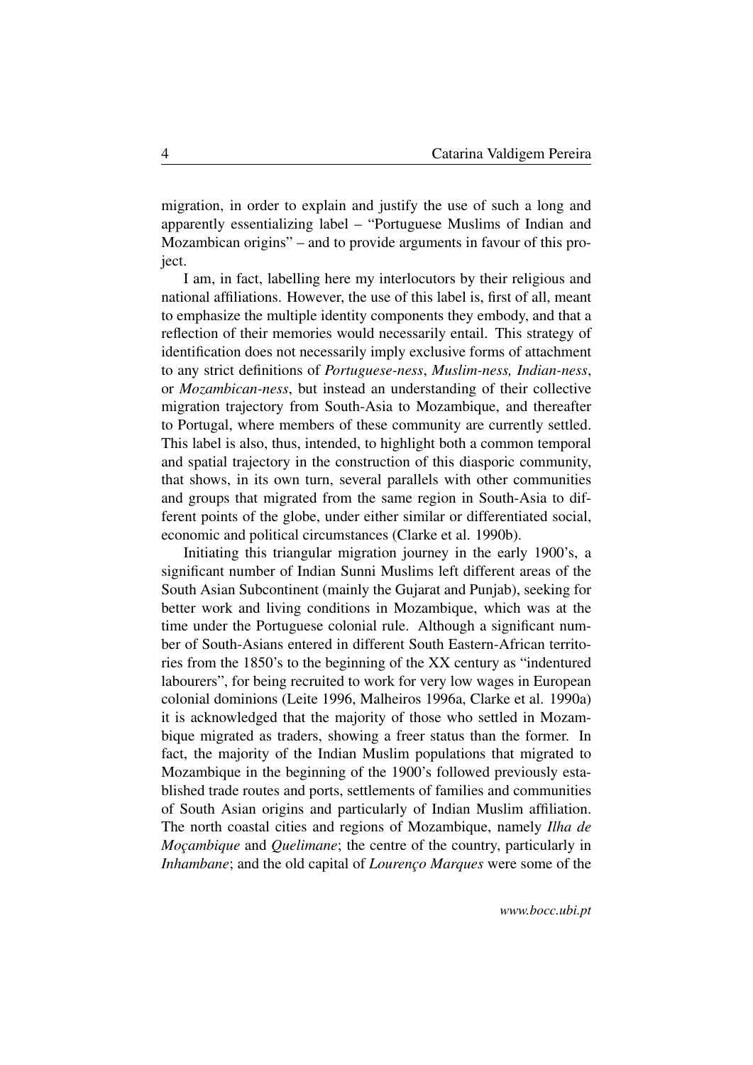migration, in order to explain and justify the use of such a long and apparently essentializing label – "Portuguese Muslims of Indian and Mozambican origins" – and to provide arguments in favour of this project.

I am, in fact, labelling here my interlocutors by their religious and national affiliations. However, the use of this label is, first of all, meant to emphasize the multiple identity components they embody, and that a reflection of their memories would necessarily entail. This strategy of identification does not necessarily imply exclusive forms of attachment to any strict definitions of *Portuguese-ness*, *Muslim-ness, Indian-ness*, or *Mozambican-ness*, but instead an understanding of their collective migration trajectory from South-Asia to Mozambique, and thereafter to Portugal, where members of these community are currently settled. This label is also, thus, intended, to highlight both a common temporal and spatial trajectory in the construction of this diasporic community, that shows, in its own turn, several parallels with other communities and groups that migrated from the same region in South-Asia to different points of the globe, under either similar or differentiated social, economic and political circumstances (Clarke et al. 1990b).

Initiating this triangular migration journey in the early 1900's, a significant number of Indian Sunni Muslims left different areas of the South Asian Subcontinent (mainly the Gujarat and Punjab), seeking for better work and living conditions in Mozambique, which was at the time under the Portuguese colonial rule. Although a significant number of South-Asians entered in different South Eastern-African territories from the 1850's to the beginning of the XX century as "indentured labourers", for being recruited to work for very low wages in European colonial dominions (Leite 1996, Malheiros 1996a, Clarke et al. 1990a) it is acknowledged that the majority of those who settled in Mozambique migrated as traders, showing a freer status than the former. In fact, the majority of the Indian Muslim populations that migrated to Mozambique in the beginning of the 1900's followed previously established trade routes and ports, settlements of families and communities of South Asian origins and particularly of Indian Muslim affiliation. The north coastal cities and regions of Mozambique, namely *Ilha de Moçambique* and *Quelimane*; the centre of the country, particularly in *Inhambane*; and the old capital of *Lourenço Marques* were some of the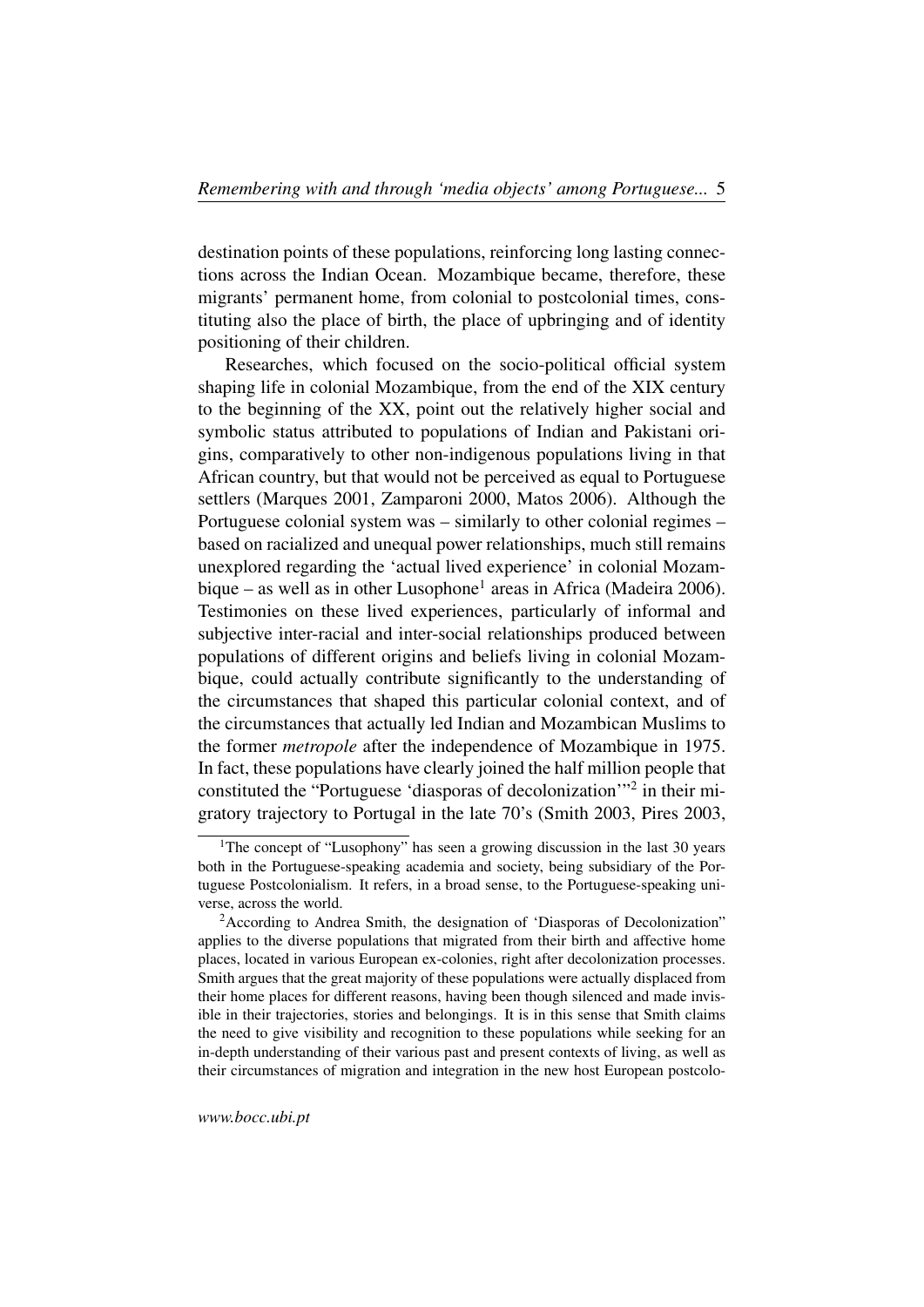destination points of these populations, reinforcing long lasting connections across the Indian Ocean. Mozambique became, therefore, these migrants' permanent home, from colonial to postcolonial times, constituting also the place of birth, the place of upbringing and of identity positioning of their children.

Researches, which focused on the socio-political official system shaping life in colonial Mozambique, from the end of the XIX century to the beginning of the XX, point out the relatively higher social and symbolic status attributed to populations of Indian and Pakistani origins, comparatively to other non-indigenous populations living in that African country, but that would not be perceived as equal to Portuguese settlers (Marques 2001, Zamparoni 2000, Matos 2006). Although the Portuguese colonial system was – similarly to other colonial regimes – based on racialized and unequal power relationships, much still remains unexplored regarding the 'actual lived experience' in colonial Mozambique – as well as in other Lusophone[1] areas in Africa (Madeira 2006). Testimonies on these lived experiences, particularly of informal and subjective inter-racial and inter-social relationships produced between populations of different origins and beliefs living in colonial Mozambique, could actually contribute significantly to the understanding of the circumstances that shaped this particular colonial context, and of the circumstances that actually led Indian and Mozambican Muslims to the former *metropole* after the independence of Mozambique in 1975. In fact, these populations have clearly joined the half million people that constituted the "Portuguese 'diasporas of decolonization'"[2] in their migratory trajectory to Portugal in the late 70's (Smith 2003, Pires 2003,

---

[1] The concept of "Lusophony" has seen a growing discussion in the last 30 years both in the Portuguese-speaking academia and society, being subsidiary of the Portuguese Postcolonialism. It refers, in a broad sense, to the Portuguese-speaking universe, across the world.

[2] According to Andrea Smith, the designation of 'Diasporas of Decolonization" applies to the diverse populations that migrated from their birth and affective home places, located in various European ex-colonies, right after decolonization processes. Smith argues that the great majority of these populations were actually displaced from their home places for different reasons, having been though silenced and made invisible in their trajectories, stories and belongings. It is in this sense that Smith claims the need to give visibility and recognition to these populations while seeking for an in-depth understanding of their various past and present contexts of living, as well as their circumstances of migration and integration in the new host European postcolo-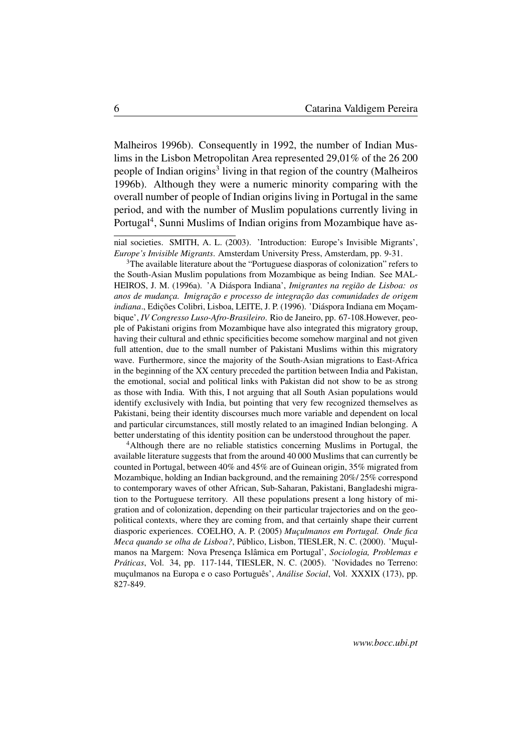Malheiros 1996b). Consequently in 1992, the number of Indian Muslims in the Lisbon Metropolitan Area represented 29,01% of the 26 200 people of Indian origins[3] living in that region of the country (Malheiros 1996b). Although they were a numeric minority comparing with the overall number of people of Indian origins living in Portugal in the same period, and with the number of Muslim populations currently living in Portugal[4], Sunni Muslims of Indian origins from Mozambique have as-

---

nial societies. SMITH, A. L. (2003). 'Introduction: Europe's Invisible Migrants', *Europe's Invisible Migrants*. Amsterdam University Press, Amsterdam, pp. 9-31.

[3]The available literature about the "Portuguese diasporas of colonization" refers to the South-Asian Muslim populations from Mozambique as being Indian. See MALHEIROS, J. M. (1996a). 'A Diáspora Indiana', *Imigrantes na região de Lisboa: os anos de mudança. Imigração e processo de integração das comunidades de origem indiana*., Edições Colibri, Lisboa, LEITE, J. P. (1996). 'Diáspora Indiana em Moçambique', *IV Congresso Luso-Afro-Brasileiro*. Rio de Janeiro, pp. 67-108.However, people of Pakistani origins from Mozambique have also integrated this migratory group, having their cultural and ethnic specificities become somehow marginal and not given full attention, due to the small number of Pakistani Muslims within this migratory wave. Furthermore, since the majority of the South-Asian migrations to East-Africa in the beginning of the XX century preceded the partition between India and Pakistan, the emotional, social and political links with Pakistan did not show to be as strong as those with India. With this, I not arguing that all South Asian populations would identify exclusively with India, but pointing that very few recognized themselves as Pakistani, being their identity discourses much more variable and dependent on local and particular circumstances, still mostly related to an imagined Indian belonging. A better understating of this identity position can be understood throughout the paper.

[4]Although there are no reliable statistics concerning Muslims in Portugal, the available literature suggests that from the around 40 000 Muslims that can currently be counted in Portugal, between 40% and 45% are of Guinean origin, 35% migrated from Mozambique, holding an Indian background, and the remaining 20%/ 25% correspond to contemporary waves of other African, Sub-Saharan, Pakistani, Bangladeshi migration to the Portuguese territory. All these populations present a long history of migration and of colonization, depending on their particular trajectories and on the geopolitical contexts, where they are coming from, and that certainly shape their current diasporic experiences. COELHO, A. P. (2005) *Muçulmanos em Portugal. Onde fica Meca quando se olha de Lisboa?*, Público, Lisbon, TIESLER, N. C. (2000). 'Muçulmanos na Margem: Nova Presença Islâmica em Portugal', *Sociologia, Problemas e Práticas*, Vol. 34, pp. 117-144, TIESLER, N. C. (2005). 'Novidades no Terreno: muçulmanos na Europa e o caso Português', *Análise Social*, Vol. XXXIX (173), pp. 827-849.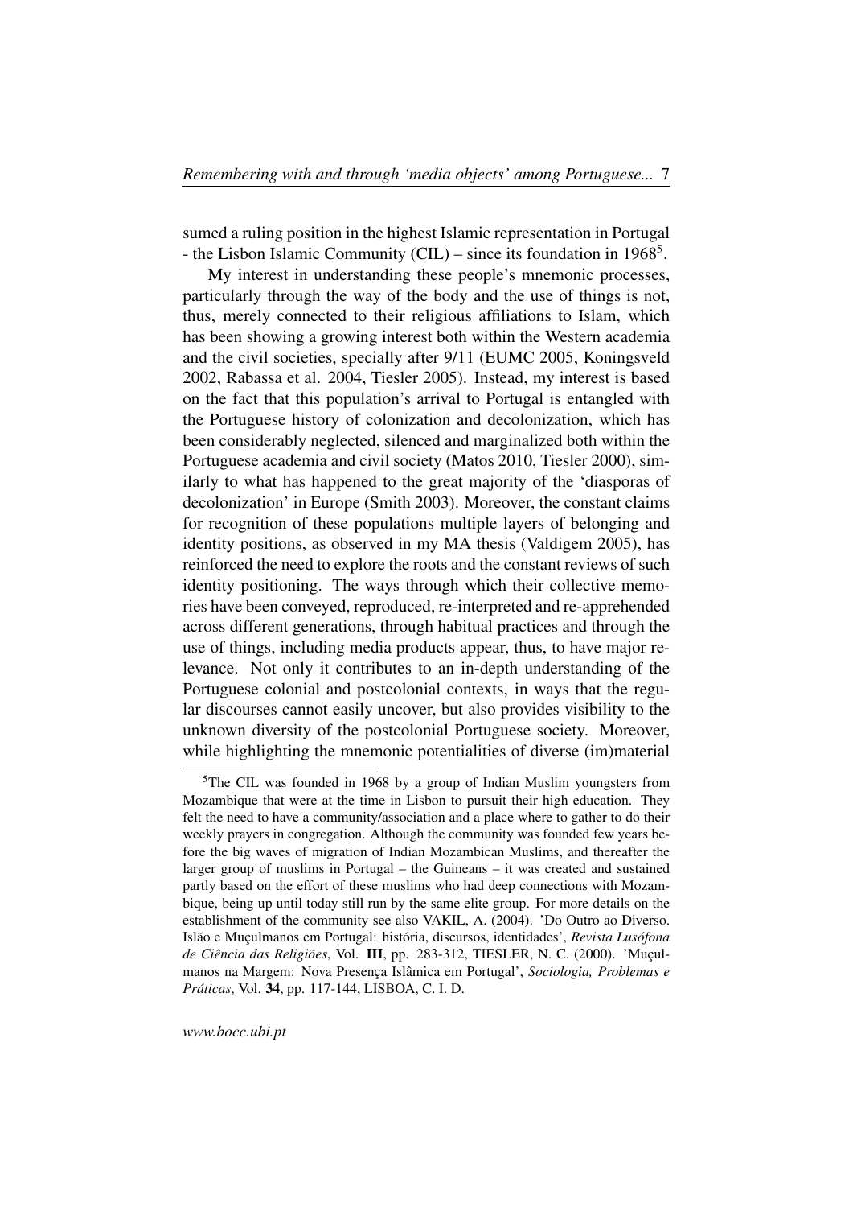sumed a ruling position in the highest Islamic representation in Portugal - the Lisbon Islamic Community (CIL) – since its foundation in 1968[5].

My interest in understanding these people's mnemonic processes, particularly through the way of the body and the use of things is not, thus, merely connected to their religious affiliations to Islam, which has been showing a growing interest both within the Western academia and the civil societies, specially after 9/11 (EUMC 2005, Koningsveld 2002, Rabassa et al. 2004, Tiesler 2005). Instead, my interest is based on the fact that this population's arrival to Portugal is entangled with the Portuguese history of colonization and decolonization, which has been considerably neglected, silenced and marginalized both within the Portuguese academia and civil society (Matos 2010, Tiesler 2000), similarly to what has happened to the great majority of the 'diasporas of decolonization' in Europe (Smith 2003). Moreover, the constant claims for recognition of these populations multiple layers of belonging and identity positions, as observed in my MA thesis (Valdigem 2005), has reinforced the need to explore the roots and the constant reviews of such identity positioning. The ways through which their collective memories have been conveyed, reproduced, re-interpreted and re-apprehended across different generations, through habitual practices and through the use of things, including media products appear, thus, to have major relevance. Not only it contributes to an in-depth understanding of the Portuguese colonial and postcolonial contexts, in ways that the regular discourses cannot easily uncover, but also provides visibility to the unknown diversity of the postcolonial Portuguese society. Moreover, while highlighting the mnemonic potentialities of diverse (im)material

[5]The CIL was founded in 1968 by a group of Indian Muslim youngsters from Mozambique that were at the time in Lisbon to pursuit their high education. They felt the need to have a community/association and a place where to gather to do their weekly prayers in congregation. Although the community was founded few years before the big waves of migration of Indian Mozambican Muslims, and thereafter the larger group of muslims in Portugal – the Guineans – it was created and sustained partly based on the effort of these muslims who had deep connections with Mozambique, being up until today still run by the same elite group. For more details on the establishment of the community see also VAKIL, A. (2004). 'Do Outro ao Diverso. Islão e Muçulmanos em Portugal: história, discursos, identidades', *Revista Lusófona de Ciência das Religiões*, Vol. **III**, pp. 283-312, TIESLER, N. C. (2000). 'Muçulmanos na Margem: Nova Presença Islâmica em Portugal', *Sociologia, Problemas e Práticas*, Vol. **34**, pp. 117-144, LISBOA, C. I. D.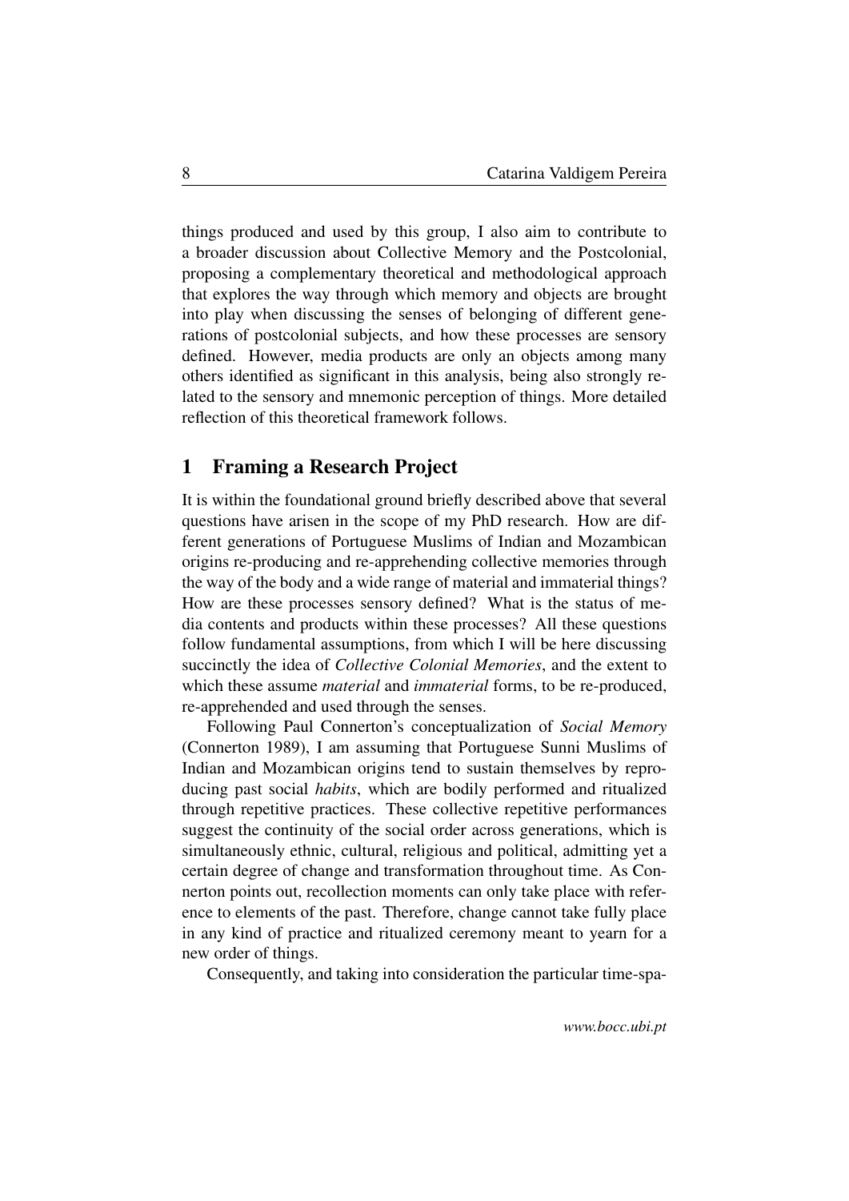things produced and used by this group, I also aim to contribute to a broader discussion about Collective Memory and the Postcolonial, proposing a complementary theoretical and methodological approach that explores the way through which memory and objects are brought into play when discussing the senses of belonging of different generations of postcolonial subjects, and how these processes are sensory defined. However, media products are only an objects among many others identified as significant in this analysis, being also strongly related to the sensory and mnemonic perception of things. More detailed reflection of this theoretical framework follows.

## 1 Framing a Research Project

It is within the foundational ground briefly described above that several questions have arisen in the scope of my PhD research. How are different generations of Portuguese Muslims of Indian and Mozambican origins re-producing and re-apprehending collective memories through the way of the body and a wide range of material and immaterial things? How are these processes sensory defined? What is the status of media contents and products within these processes? All these questions follow fundamental assumptions, from which I will be here discussing succinctly the idea of *Collective Colonial Memories*, and the extent to which these assume *material* and *immaterial* forms, to be re-produced, re-apprehended and used through the senses.

Following Paul Connerton's conceptualization of *Social Memory* (Connerton 1989), I am assuming that Portuguese Sunni Muslims of Indian and Mozambican origins tend to sustain themselves by reproducing past social *habits*, which are bodily performed and ritualized through repetitive practices. These collective repetitive performances suggest the continuity of the social order across generations, which is simultaneously ethnic, cultural, religious and political, admitting yet a certain degree of change and transformation throughout time. As Connerton points out, recollection moments can only take place with reference to elements of the past. Therefore, change cannot take fully place in any kind of practice and ritualized ceremony meant to yearn for a new order of things.

Consequently, and taking into consideration the particular time-spa-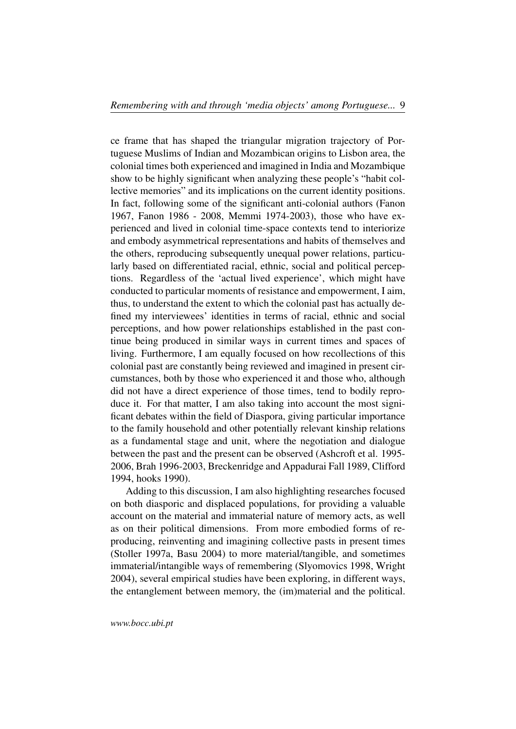ce frame that has shaped the triangular migration trajectory of Portuguese Muslims of Indian and Mozambican origins to Lisbon area, the colonial times both experienced and imagined in India and Mozambique show to be highly significant when analyzing these people's "habit collective memories" and its implications on the current identity positions. In fact, following some of the significant anti-colonial authors (Fanon 1967, Fanon 1986 - 2008, Memmi 1974-2003), those who have experienced and lived in colonial time-space contexts tend to interiorize and embody asymmetrical representations and habits of themselves and the others, reproducing subsequently unequal power relations, particularly based on differentiated racial, ethnic, social and political perceptions. Regardless of the 'actual lived experience', which might have conducted to particular moments of resistance and empowerment, I aim, thus, to understand the extent to which the colonial past has actually defined my interviewees' identities in terms of racial, ethnic and social perceptions, and how power relationships established in the past continue being produced in similar ways in current times and spaces of living. Furthermore, I am equally focused on how recollections of this colonial past are constantly being reviewed and imagined in present circumstances, both by those who experienced it and those who, although did not have a direct experience of those times, tend to bodily reproduce it. For that matter, I am also taking into account the most significant debates within the field of Diaspora, giving particular importance to the family household and other potentially relevant kinship relations as a fundamental stage and unit, where the negotiation and dialogue between the past and the present can be observed (Ashcroft et al. 1995-2006, Brah 1996-2003, Breckenridge and Appadurai Fall 1989, Clifford 1994, hooks 1990).

Adding to this discussion, I am also highlighting researches focused on both diasporic and displaced populations, for providing a valuable account on the material and immaterial nature of memory acts, as well as on their political dimensions. From more embodied forms of reproducing, reinventing and imagining collective pasts in present times (Stoller 1997a, Basu 2004) to more material/tangible, and sometimes immaterial/intangible ways of remembering (Slyomovics 1998, Wright 2004), several empirical studies have been exploring, in different ways, the entanglement between memory, the (im)material and the political.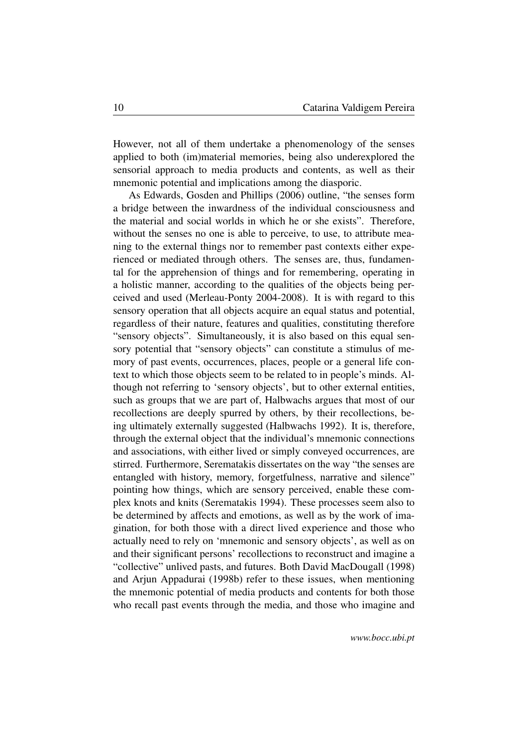However, not all of them undertake a phenomenology of the senses applied to both (im)material memories, being also underexplored the sensorial approach to media products and contents, as well as their mnemonic potential and implications among the diasporic.

As Edwards, Gosden and Phillips (2006) outline, "the senses form a bridge between the inwardness of the individual consciousness and the material and social worlds in which he or she exists". Therefore, without the senses no one is able to perceive, to use, to attribute meaning to the external things nor to remember past contexts either experienced or mediated through others. The senses are, thus, fundamental for the apprehension of things and for remembering, operating in a holistic manner, according to the qualities of the objects being perceived and used (Merleau-Ponty 2004-2008). It is with regard to this sensory operation that all objects acquire an equal status and potential, regardless of their nature, features and qualities, constituting therefore "sensory objects". Simultaneously, it is also based on this equal sensory potential that "sensory objects" can constitute a stimulus of memory of past events, occurrences, places, people or a general life context to which those objects seem to be related to in people's minds. Although not referring to 'sensory objects', but to other external entities, such as groups that we are part of, Halbwachs argues that most of our recollections are deeply spurred by others, by their recollections, being ultimately externally suggested (Halbwachs 1992). It is, therefore, through the external object that the individual's mnemonic connections and associations, with either lived or simply conveyed occurrences, are stirred. Furthermore, Serematakis dissertates on the way "the senses are entangled with history, memory, forgetfulness, narrative and silence" pointing how things, which are sensory perceived, enable these complex knots and knits (Serematakis 1994). These processes seem also to be determined by affects and emotions, as well as by the work of imagination, for both those with a direct lived experience and those who actually need to rely on 'mnemonic and sensory objects', as well as on and their significant persons' recollections to reconstruct and imagine a "collective" unlived pasts, and futures. Both David MacDougall (1998) and Arjun Appadurai (1998b) refer to these issues, when mentioning the mnemonic potential of media products and contents for both those who recall past events through the media, and those who imagine and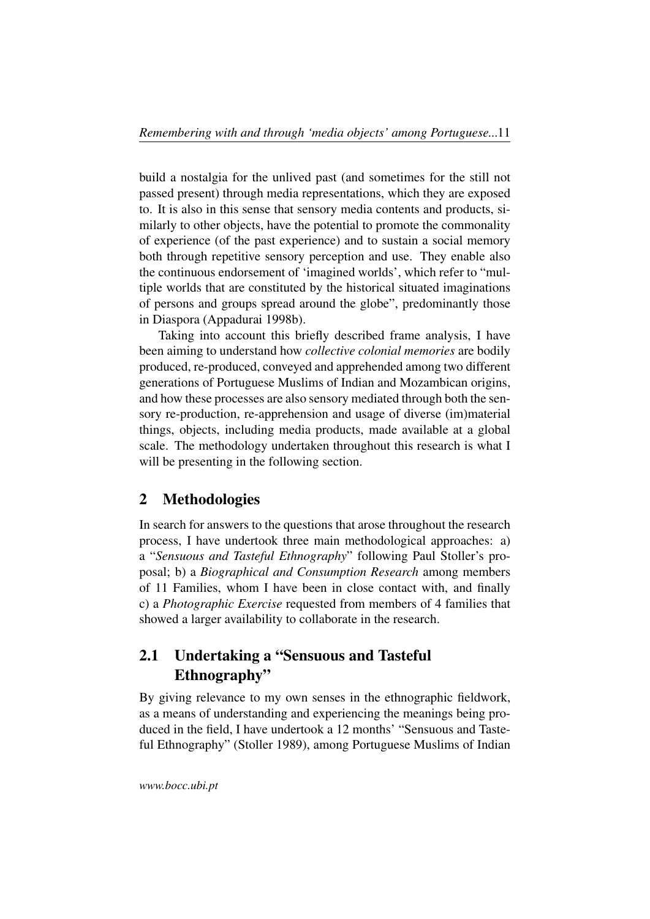build a nostalgia for the unlived past (and sometimes for the still not passed present) through media representations, which they are exposed to. It is also in this sense that sensory media contents and products, similarly to other objects, have the potential to promote the commonality of experience (of the past experience) and to sustain a social memory both through repetitive sensory perception and use. They enable also the continuous endorsement of 'imagined worlds', which refer to "multiple worlds that are constituted by the historical situated imaginations of persons and groups spread around the globe", predominantly those in Diaspora (Appadurai 1998b).

Taking into account this briefly described frame analysis, I have been aiming to understand how *collective colonial memories* are bodily produced, re-produced, conveyed and apprehended among two different generations of Portuguese Muslims of Indian and Mozambican origins, and how these processes are also sensory mediated through both the sensory re-production, re-apprehension and usage of diverse (im)material things, objects, including media products, made available at a global scale. The methodology undertaken throughout this research is what I will be presenting in the following section.

## 2 Methodologies

In search for answers to the questions that arose throughout the research process, I have undertook three main methodological approaches: a) a "*Sensuous and Tasteful Ethnography*" following Paul Stoller's proposal; b) a *Biographical and Consumption Research* among members of 11 Families, whom I have been in close contact with, and finally c) a *Photographic Exercise* requested from members of 4 families that showed a larger availability to collaborate in the research.

### 2.1 Undertaking a "Sensuous and Tasteful Ethnography"

By giving relevance to my own senses in the ethnographic fieldwork, as a means of understanding and experiencing the meanings being produced in the field, I have undertook a 12 months' "Sensuous and Tasteful Ethnography" (Stoller 1989), among Portuguese Muslims of Indian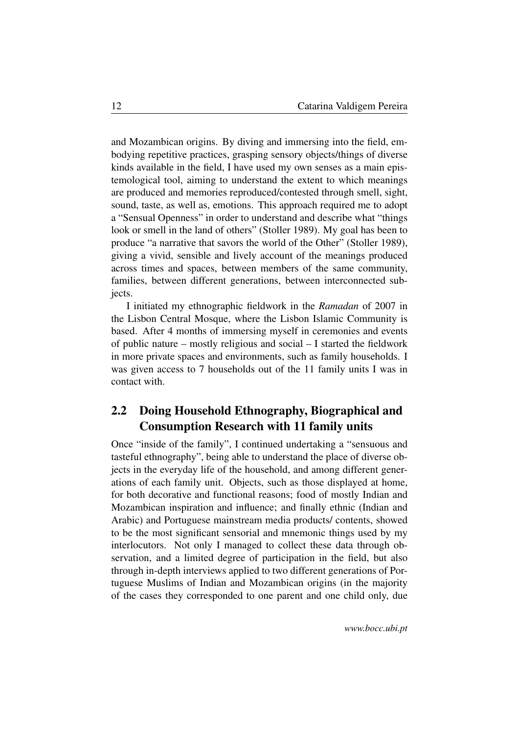and Mozambican origins. By diving and immersing into the field, embodying repetitive practices, grasping sensory objects/things of diverse kinds available in the field, I have used my own senses as a main epistemological tool, aiming to understand the extent to which meanings are produced and memories reproduced/contested through smell, sight, sound, taste, as well as, emotions. This approach required me to adopt a "Sensual Openness" in order to understand and describe what "things look or smell in the land of others" (Stoller 1989). My goal has been to produce "a narrative that savors the world of the Other" (Stoller 1989), giving a vivid, sensible and lively account of the meanings produced across times and spaces, between members of the same community, families, between different generations, between interconnected subjects.

I initiated my ethnographic fieldwork in the *Ramadan* of 2007 in the Lisbon Central Mosque, where the Lisbon Islamic Community is based. After 4 months of immersing myself in ceremonies and events of public nature – mostly religious and social – I started the fieldwork in more private spaces and environments, such as family households. I was given access to 7 households out of the 11 family units I was in contact with.

## 2.2 Doing Household Ethnography, Biographical and Consumption Research with 11 family units

Once "inside of the family", I continued undertaking a "sensuous and tasteful ethnography", being able to understand the place of diverse objects in the everyday life of the household, and among different generations of each family unit. Objects, such as those displayed at home, for both decorative and functional reasons; food of mostly Indian and Mozambican inspiration and influence; and finally ethnic (Indian and Arabic) and Portuguese mainstream media products/ contents, showed to be the most significant sensorial and mnemonic things used by my interlocutors. Not only I managed to collect these data through observation, and a limited degree of participation in the field, but also through in-depth interviews applied to two different generations of Portuguese Muslims of Indian and Mozambican origins (in the majority of the cases they corresponded to one parent and one child only, due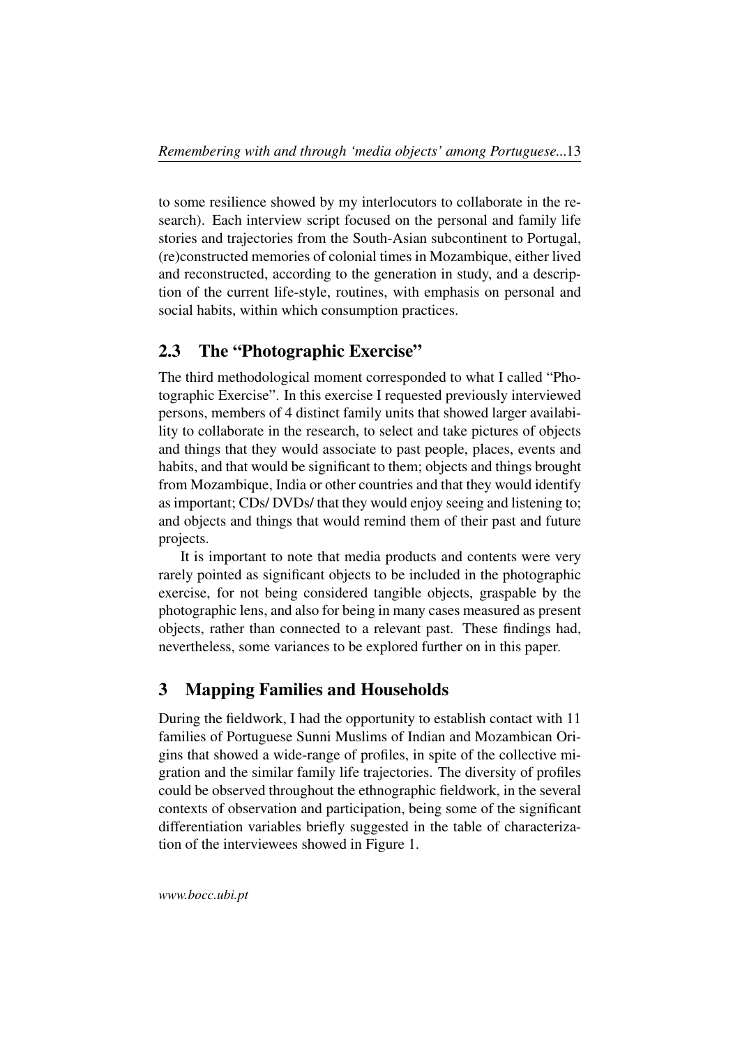to some resilience showed by my interlocutors to collaborate in the research). Each interview script focused on the personal and family life stories and trajectories from the South-Asian subcontinent to Portugal, (re)constructed memories of colonial times in Mozambique, either lived and reconstructed, according to the generation in study, and a description of the current life-style, routines, with emphasis on personal and social habits, within which consumption practices.

## 2.3 The "Photographic Exercise"

The third methodological moment corresponded to what I called "Photographic Exercise". In this exercise I requested previously interviewed persons, members of 4 distinct family units that showed larger availability to collaborate in the research, to select and take pictures of objects and things that they would associate to past people, places, events and habits, and that would be significant to them; objects and things brought from Mozambique, India or other countries and that they would identify as important; CDs/ DVDs/ that they would enjoy seeing and listening to; and objects and things that would remind them of their past and future projects.

It is important to note that media products and contents were very rarely pointed as significant objects to be included in the photographic exercise, for not being considered tangible objects, graspable by the photographic lens, and also for being in many cases measured as present objects, rather than connected to a relevant past. These findings had, nevertheless, some variances to be explored further on in this paper.

# 3 Mapping Families and Households

During the fieldwork, I had the opportunity to establish contact with 11 families of Portuguese Sunni Muslims of Indian and Mozambican Origins that showed a wide-range of profiles, in spite of the collective migration and the similar family life trajectories. The diversity of profiles could be observed throughout the ethnographic fieldwork, in the several contexts of observation and participation, being some of the significant differentiation variables briefly suggested in the table of characterization of the interviewees showed in Figure 1.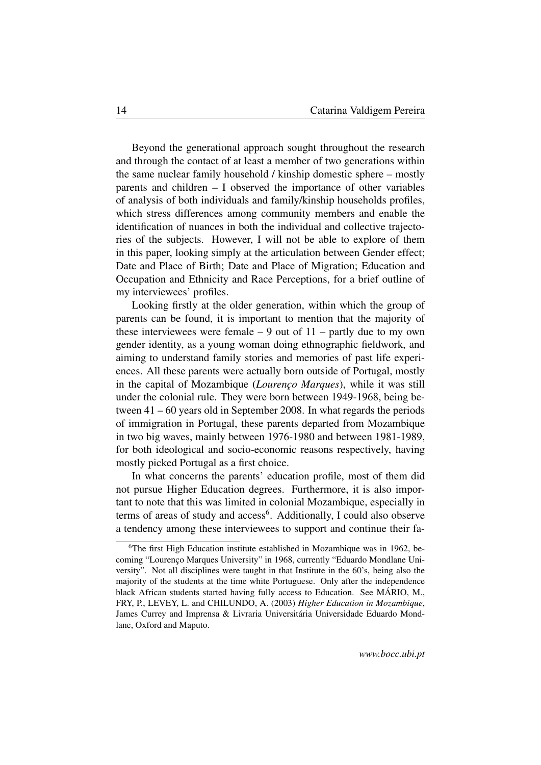Beyond the generational approach sought throughout the research and through the contact of at least a member of two generations within the same nuclear family household / kinship domestic sphere – mostly parents and children – I observed the importance of other variables of analysis of both individuals and family/kinship households profiles, which stress differences among community members and enable the identification of nuances in both the individual and collective trajectories of the subjects. However, I will not be able to explore of them in this paper, looking simply at the articulation between Gender effect; Date and Place of Birth; Date and Place of Migration; Education and Occupation and Ethnicity and Race Perceptions, for a brief outline of my interviewees' profiles.

Looking firstly at the older generation, within which the group of parents can be found, it is important to mention that the majority of these interviewees were female – 9 out of 11 – partly due to my own gender identity, as a young woman doing ethnographic fieldwork, and aiming to understand family stories and memories of past life experiences. All these parents were actually born outside of Portugal, mostly in the capital of Mozambique (*Lourenço Marques*), while it was still under the colonial rule. They were born between 1949-1968, being between 41 – 60 years old in September 2008. In what regards the periods of immigration in Portugal, these parents departed from Mozambique in two big waves, mainly between 1976-1980 and between 1981-1989, for both ideological and socio-economic reasons respectively, having mostly picked Portugal as a first choice.

In what concerns the parents' education profile, most of them did not pursue Higher Education degrees. Furthermore, it is also important to note that this was limited in colonial Mozambique, especially in terms of areas of study and access[6]. Additionally, I could also observe a tendency among these interviewees to support and continue their fa-

[6] The first High Education institute established in Mozambique was in 1962, becoming "Lourenço Marques University" in 1968, currently "Eduardo Mondlane University". Not all disciplines were taught in that Institute in the 60's, being also the majority of the students at the time white Portuguese. Only after the independence black African students started having fully access to Education. See MÁRIO, M., FRY, P., LEVEY, L. and CHILUNDO, A. (2003) *Higher Education in Mozambique*, James Currey and Imprensa & Livraria Universitária Universidade Eduardo Mondlane, Oxford and Maputo.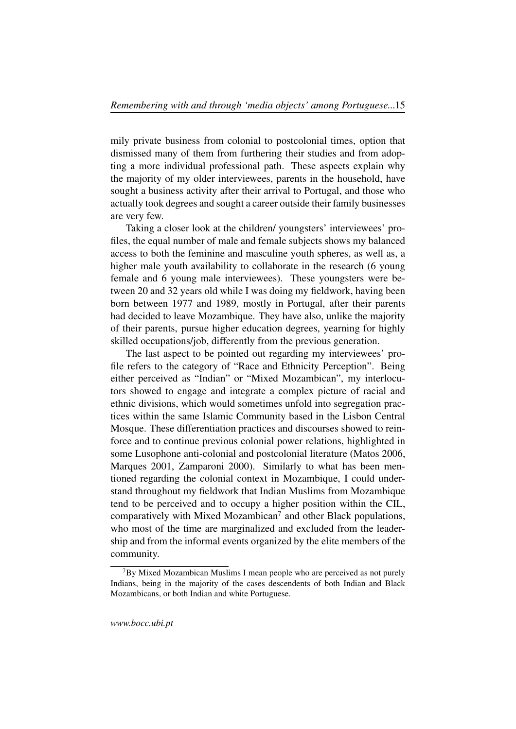mily private business from colonial to postcolonial times, option that dismissed many of them from furthering their studies and from adopting a more individual professional path. These aspects explain why the majority of my older interviewees, parents in the household, have sought a business activity after their arrival to Portugal, and those who actually took degrees and sought a career outside their family businesses are very few.

Taking a closer look at the children/ youngsters' interviewees' profiles, the equal number of male and female subjects shows my balanced access to both the feminine and masculine youth spheres, as well as, a higher male youth availability to collaborate in the research (6 young female and 6 young male interviewees). These youngsters were between 20 and 32 years old while I was doing my fieldwork, having been born between 1977 and 1989, mostly in Portugal, after their parents had decided to leave Mozambique. They have also, unlike the majority of their parents, pursue higher education degrees, yearning for highly skilled occupations/job, differently from the previous generation.

The last aspect to be pointed out regarding my interviewees' profile refers to the category of "Race and Ethnicity Perception". Being either perceived as "Indian" or "Mixed Mozambican", my interlocutors showed to engage and integrate a complex picture of racial and ethnic divisions, which would sometimes unfold into segregation practices within the same Islamic Community based in the Lisbon Central Mosque. These differentiation practices and discourses showed to reinforce and to continue previous colonial power relations, highlighted in some Lusophone anti-colonial and postcolonial literature (Matos 2006, Marques 2001, Zamparoni 2000). Similarly to what has been mentioned regarding the colonial context in Mozambique, I could understand throughout my fieldwork that Indian Muslims from Mozambique tend to be perceived and to occupy a higher position within the CIL, comparatively with Mixed Mozambican[7] and other Black populations, who most of the time are marginalized and excluded from the leadership and from the informal events organized by the elite members of the community.

[7] By Mixed Mozambican Muslims I mean people who are perceived as not purely Indians, being in the majority of the cases descendents of both Indian and Black Mozambicans, or both Indian and white Portuguese.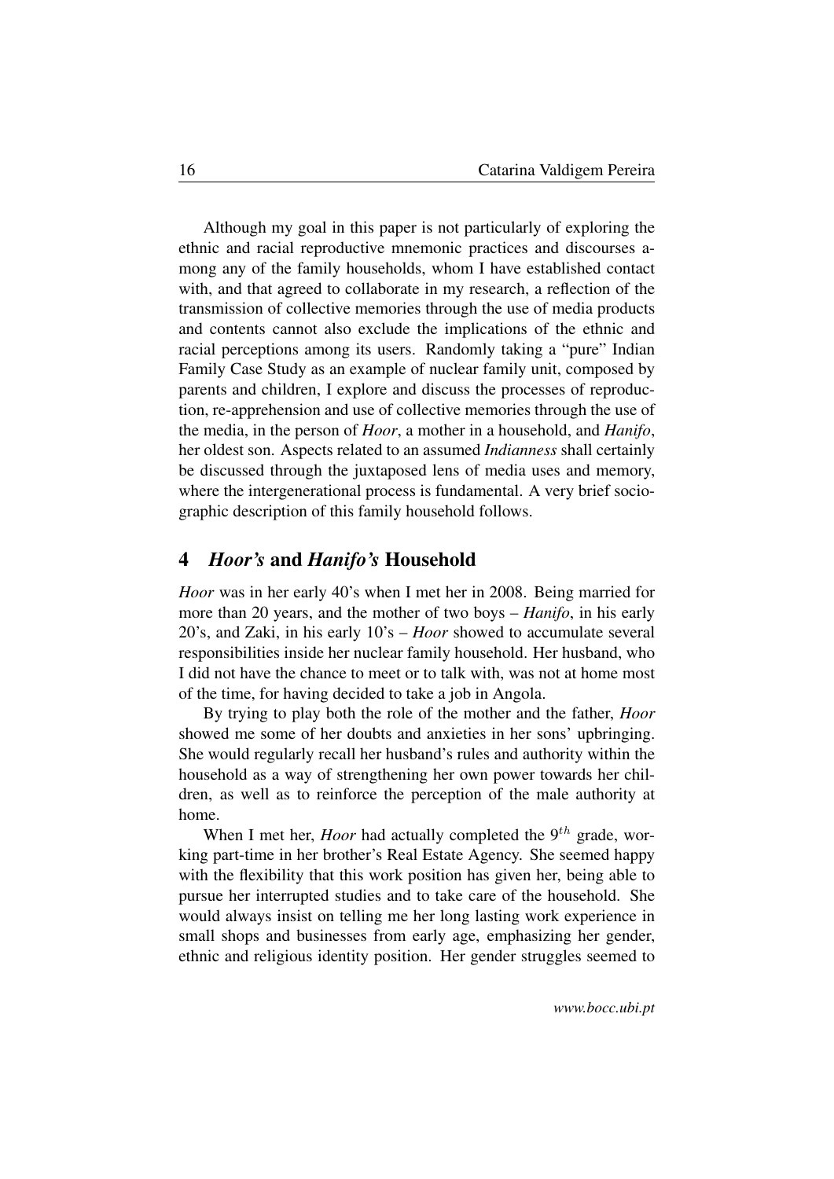Although my goal in this paper is not particularly of exploring the ethnic and racial reproductive mnemonic practices and discourses among any of the family households, whom I have established contact with, and that agreed to collaborate in my research, a reflection of the transmission of collective memories through the use of media products and contents cannot also exclude the implications of the ethnic and racial perceptions among its users. Randomly taking a "pure" Indian Family Case Study as an example of nuclear family unit, composed by parents and children, I explore and discuss the processes of reproduction, re-apprehension and use of collective memories through the use of the media, in the person of *Hoor*, a mother in a household, and *Hanifo*, her oldest son. Aspects related to an assumed *Indianness* shall certainly be discussed through the juxtaposed lens of media uses and memory, where the intergenerational process is fundamental. A very brief sociographic description of this family household follows.

## 4 *Hoor's* and *Hanifo's* Household

*Hoor* was in her early 40's when I met her in 2008. Being married for more than 20 years, and the mother of two boys – *Hanifo*, in his early 20's, and Zaki, in his early 10's – *Hoor* showed to accumulate several responsibilities inside her nuclear family household. Her husband, who I did not have the chance to meet or to talk with, was not at home most of the time, for having decided to take a job in Angola.

By trying to play both the role of the mother and the father, *Hoor* showed me some of her doubts and anxieties in her sons' upbringing. She would regularly recall her husband's rules and authority within the household as a way of strengthening her own power towards her children, as well as to reinforce the perception of the male authority at home.

When I met her, *Hoor* had actually completed the $9^{th}$ grade, working part-time in her brother's Real Estate Agency. She seemed happy with the flexibility that this work position has given her, being able to pursue her interrupted studies and to take care of the household. She would always insist on telling me her long lasting work experience in small shops and businesses from early age, emphasizing her gender, ethnic and religious identity position. Her gender struggles seemed to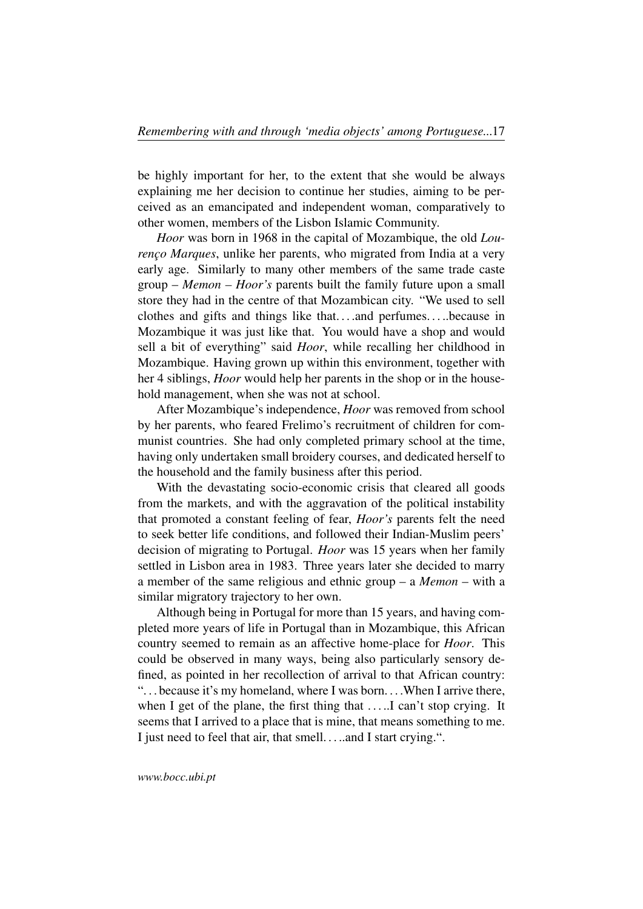be highly important for her, to the extent that she would be always explaining me her decision to continue her studies, aiming to be perceived as an emancipated and independent woman, comparatively to other women, members of the Lisbon Islamic Community.

*Hoor* was born in 1968 in the capital of Mozambique, the old *Lourenço Marques*, unlike her parents, who migrated from India at a very early age. Similarly to many other members of the same trade caste group – *Memon* – *Hoor's* parents built the family future upon a small store they had in the centre of that Mozambican city. "We used to sell clothes and gifts and things like that. . . .and perfumes. . . ..because in Mozambique it was just like that. You would have a shop and would sell a bit of everything" said *Hoor*, while recalling her childhood in Mozambique. Having grown up within this environment, together with her 4 siblings, *Hoor* would help her parents in the shop or in the household management, when she was not at school.

After Mozambique's independence, *Hoor* was removed from school by her parents, who feared Frelimo's recruitment of children for communist countries. She had only completed primary school at the time, having only undertaken small broidery courses, and dedicated herself to the household and the family business after this period.

With the devastating socio-economic crisis that cleared all goods from the markets, and with the aggravation of the political instability that promoted a constant feeling of fear, *Hoor's* parents felt the need to seek better life conditions, and followed their Indian-Muslim peers' decision of migrating to Portugal. *Hoor* was 15 years when her family settled in Lisbon area in 1983. Three years later she decided to marry a member of the same religious and ethnic group – a *Memon* – with a similar migratory trajectory to her own.

Although being in Portugal for more than 15 years, and having completed more years of life in Portugal than in Mozambique, this African country seemed to remain as an affective home-place for *Hoor*. This could be observed in many ways, being also particularly sensory defined, as pointed in her recollection of arrival to that African country: ". . . because it's my homeland, where I was born. . . .When I arrive there, when I get of the plane, the first thing that . . . ..I can't stop crying. It seems that I arrived to a place that is mine, that means something to me. I just need to feel that air, that smell. . . ..and I start crying.".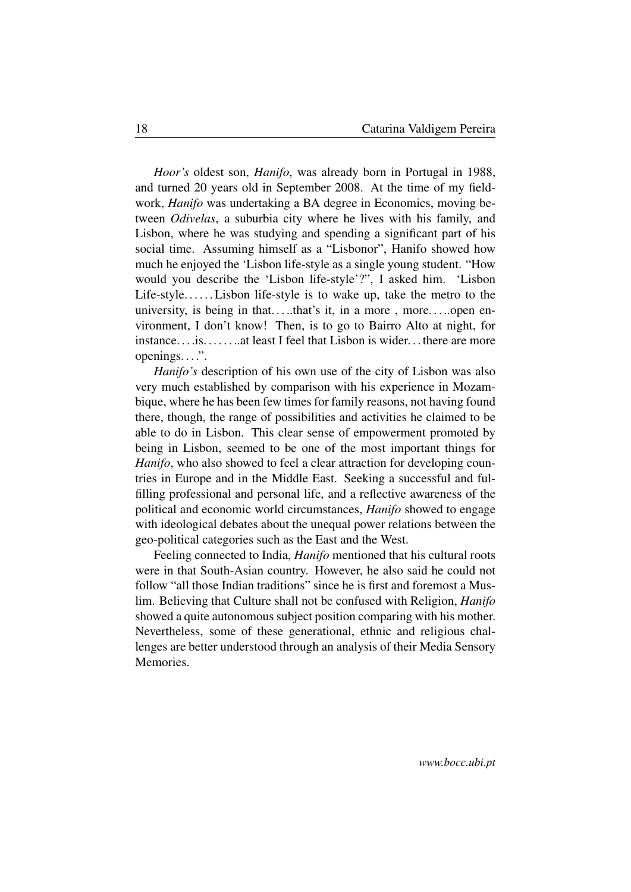*Hoor's* oldest son, *Hanifo*, was already born in Portugal in 1988, and turned 20 years old in September 2008. At the time of my fieldwork, *Hanifo* was undertaking a BA degree in Economics, moving between *Odivelas*, a suburbia city where he lives with his family, and Lisbon, where he was studying and spending a significant part of his social time. Assuming himself as a "Lisbonor", Hanifo showed how much he enjoyed the 'Lisbon life-style as a single young student. "How would you describe the 'Lisbon life-style'?", I asked him. 'Lisbon Life-style…… Lisbon life-style is to wake up, take the metro to the university, is being in that…..that's it, in a more , more…..open environment, I don't know! Then, is to go to Bairro Alto at night, for instance….is……..at least I feel that Lisbon is wider… there are more openings….".

*Hanifo's* description of his own use of the city of Lisbon was also very much established by comparison with his experience in Mozambique, where he has been few times for family reasons, not having found there, though, the range of possibilities and activities he claimed to be able to do in Lisbon. This clear sense of empowerment promoted by being in Lisbon, seemed to be one of the most important things for *Hanifo*, who also showed to feel a clear attraction for developing countries in Europe and in the Middle East. Seeking a successful and fulfilling professional and personal life, and a reflective awareness of the political and economic world circumstances, *Hanifo* showed to engage with ideological debates about the unequal power relations between the geo-political categories such as the East and the West.

Feeling connected to India, *Hanifo* mentioned that his cultural roots were in that South-Asian country. However, he also said he could not follow "all those Indian traditions" since he is first and foremost a Muslim. Believing that Culture shall not be confused with Religion, *Hanifo* showed a quite autonomous subject position comparing with his mother. Nevertheless, some of these generational, ethnic and religious challenges are better understood through an analysis of their Media Sensory Memories.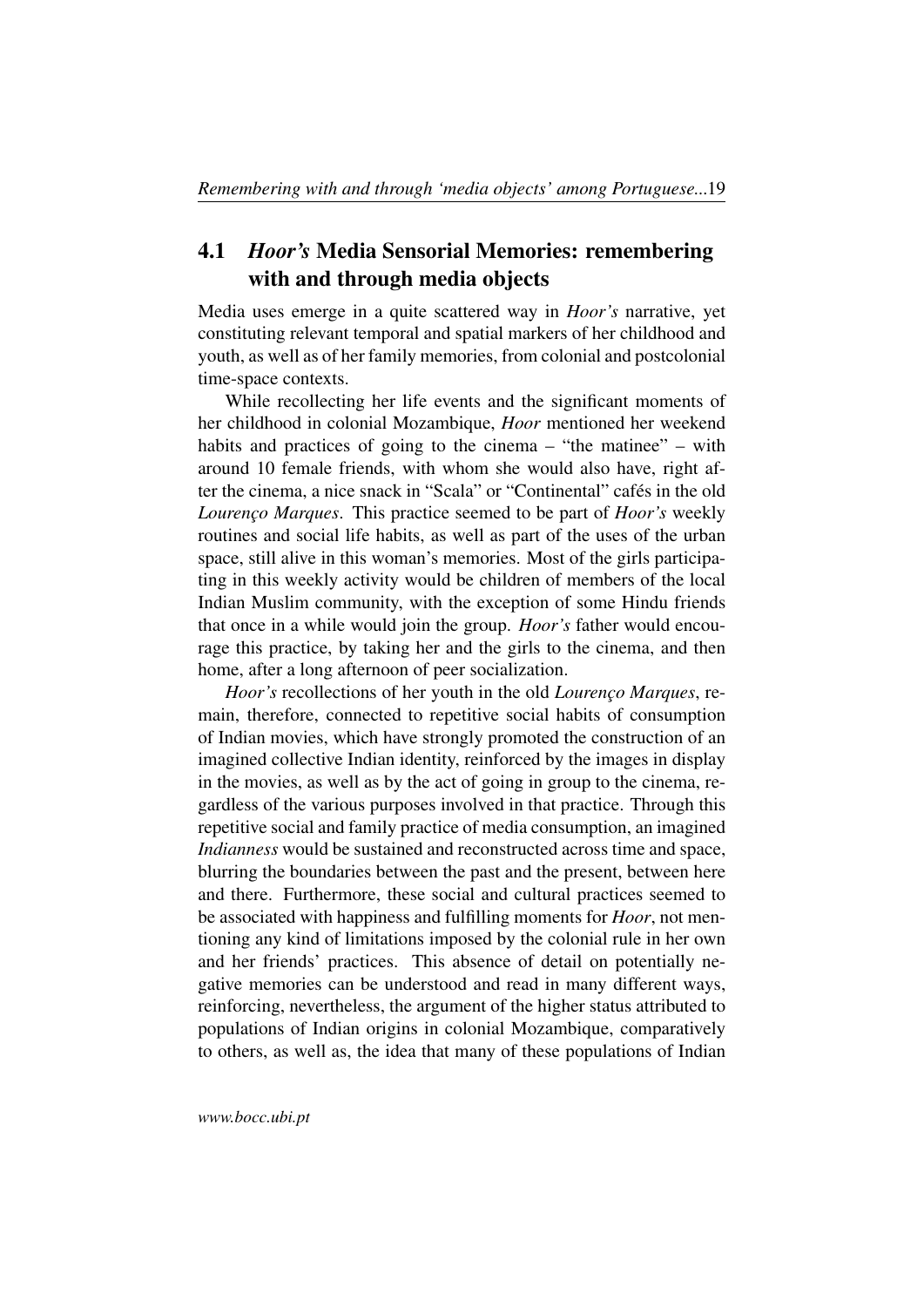## 4.1 *Hoor's* Media Sensorial Memories: remembering with and through media objects

Media uses emerge in a quite scattered way in *Hoor's* narrative, yet constituting relevant temporal and spatial markers of her childhood and youth, as well as of her family memories, from colonial and postcolonial time-space contexts.

While recollecting her life events and the significant moments of her childhood in colonial Mozambique, *Hoor* mentioned her weekend habits and practices of going to the cinema – "the matinee" – with around 10 female friends, with whom she would also have, right after the cinema, a nice snack in "Scala" or "Continental" cafés in the old *Lourenço Marques*. This practice seemed to be part of *Hoor's* weekly routines and social life habits, as well as part of the uses of the urban space, still alive in this woman's memories. Most of the girls participating in this weekly activity would be children of members of the local Indian Muslim community, with the exception of some Hindu friends that once in a while would join the group. *Hoor's* father would encourage this practice, by taking her and the girls to the cinema, and then home, after a long afternoon of peer socialization.

*Hoor's* recollections of her youth in the old *Lourenço Marques*, remain, therefore, connected to repetitive social habits of consumption of Indian movies, which have strongly promoted the construction of an imagined collective Indian identity, reinforced by the images in display in the movies, as well as by the act of going in group to the cinema, regardless of the various purposes involved in that practice. Through this repetitive social and family practice of media consumption, an imagined *Indianness* would be sustained and reconstructed across time and space, blurring the boundaries between the past and the present, between here and there. Furthermore, these social and cultural practices seemed to be associated with happiness and fulfilling moments for *Hoor*, not mentioning any kind of limitations imposed by the colonial rule in her own and her friends' practices. This absence of detail on potentially negative memories can be understood and read in many different ways, reinforcing, nevertheless, the argument of the higher status attributed to populations of Indian origins in colonial Mozambique, comparatively to others, as well as, the idea that many of these populations of Indian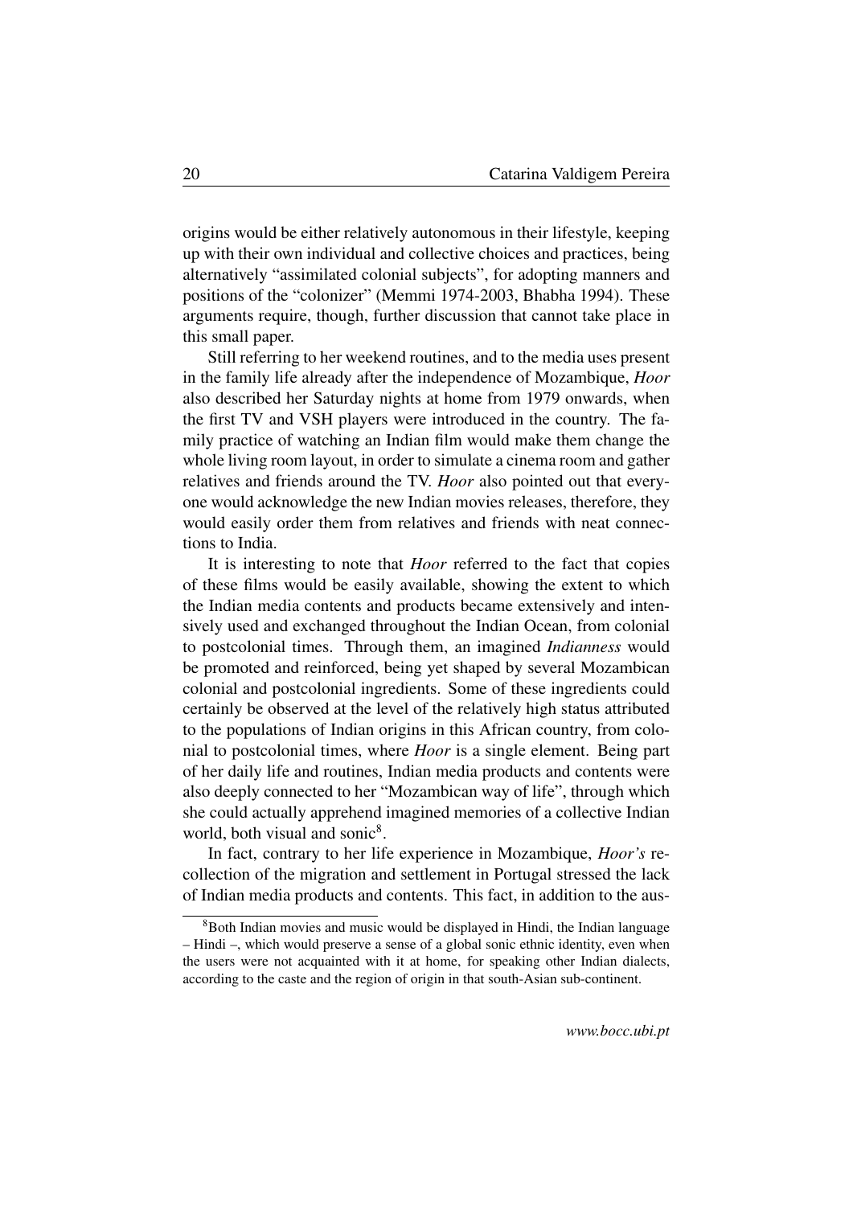origins would be either relatively autonomous in their lifestyle, keeping up with their own individual and collective choices and practices, being alternatively "assimilated colonial subjects", for adopting manners and positions of the "colonizer" (Memmi 1974-2003, Bhabha 1994). These arguments require, though, further discussion that cannot take place in this small paper.

Still referring to her weekend routines, and to the media uses present in the family life already after the independence of Mozambique, *Hoor* also described her Saturday nights at home from 1979 onwards, when the first TV and VSH players were introduced in the country. The family practice of watching an Indian film would make them change the whole living room layout, in order to simulate a cinema room and gather relatives and friends around the TV. *Hoor* also pointed out that everyone would acknowledge the new Indian movies releases, therefore, they would easily order them from relatives and friends with neat connections to India.

It is interesting to note that *Hoor* referred to the fact that copies of these films would be easily available, showing the extent to which the Indian media contents and products became extensively and intensively used and exchanged throughout the Indian Ocean, from colonial to postcolonial times. Through them, an imagined *Indianness* would be promoted and reinforced, being yet shaped by several Mozambican colonial and postcolonial ingredients. Some of these ingredients could certainly be observed at the level of the relatively high status attributed to the populations of Indian origins in this African country, from colonial to postcolonial times, where *Hoor* is a single element. Being part of her daily life and routines, Indian media products and contents were also deeply connected to her "Mozambican way of life", through which she could actually apprehend imagined memories of a collective Indian world, both visual and sonic[8].

In fact, contrary to her life experience in Mozambique, *Hoor's* recollection of the migration and settlement in Portugal stressed the lack of Indian media products and contents. This fact, in addition to the aus-

[8] Both Indian movies and music would be displayed in Hindi, the Indian language – Hindi –, which would preserve a sense of a global sonic ethnic identity, even when the users were not acquainted with it at home, for speaking other Indian dialects, according to the caste and the region of origin in that south-Asian sub-continent.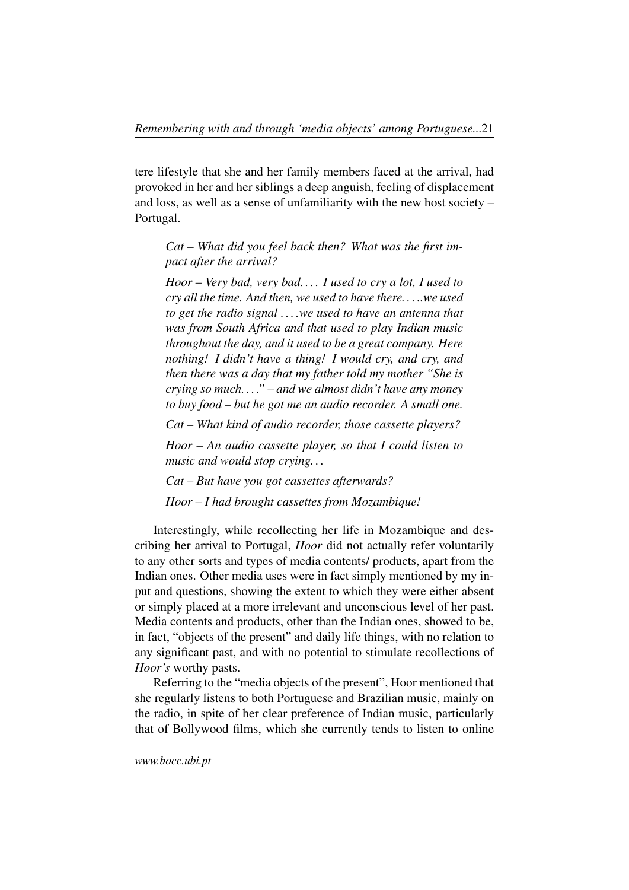tere lifestyle that she and her family members faced at the arrival, had provoked in her and her siblings a deep anguish, feeling of displacement and loss, as well as a sense of unfamiliarity with the new host society – Portugal.

> *Cat – What did you feel back then? What was the first impact after the arrival?*
>
> *Hoor – Very bad, very bad.... I used to cry a lot, I used to cry all the time. And then, we used to have there.....we used to get the radio signal ....we used to have an antenna that was from South Africa and that used to play Indian music throughout the day, and it used to be a great company. Here nothing! I didn't have a thing! I would cry, and cry, and then there was a day that my father told my mother "She is crying so much...." – and we almost didn't have any money to buy food – but he got me an audio recorder. A small one.*
>
> *Cat – What kind of audio recorder, those cassette players?*
>
> *Hoor – An audio cassette player, so that I could listen to music and would stop crying...*
>
> *Cat – But have you got cassettes afterwards?*
>
> *Hoor – I had brought cassettes from Mozambique!*

Interestingly, while recollecting her life in Mozambique and describing her arrival to Portugal, *Hoor* did not actually refer voluntarily to any other sorts and types of media contents/ products, apart from the Indian ones. Other media uses were in fact simply mentioned by my input and questions, showing the extent to which they were either absent or simply placed at a more irrelevant and unconscious level of her past. Media contents and products, other than the Indian ones, showed to be, in fact, "objects of the present" and daily life things, with no relation to any significant past, and with no potential to stimulate recollections of *Hoor's* worthy pasts.

Referring to the "media objects of the present", Hoor mentioned that she regularly listens to both Portuguese and Brazilian music, mainly on the radio, in spite of her clear preference of Indian music, particularly that of Bollywood films, which she currently tends to listen to online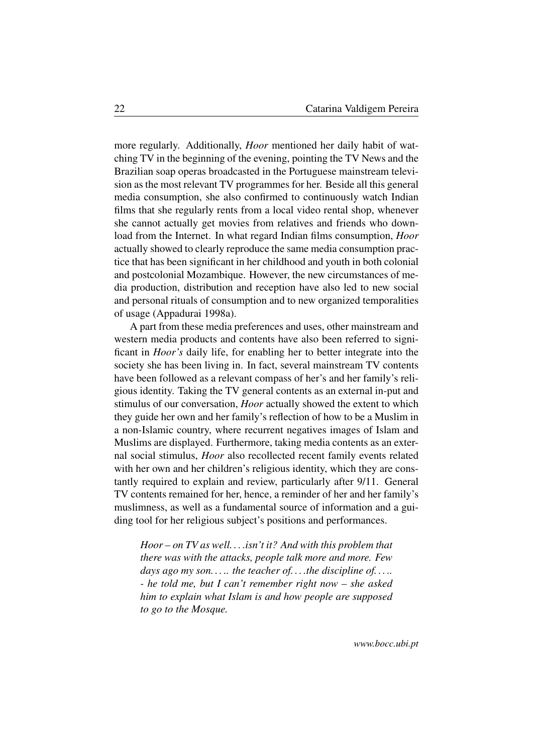more regularly. Additionally, *Hoor* mentioned her daily habit of watching TV in the beginning of the evening, pointing the TV News and the Brazilian soap operas broadcasted in the Portuguese mainstream television as the most relevant TV programmes for her. Beside all this general media consumption, she also confirmed to continuously watch Indian films that she regularly rents from a local video rental shop, whenever she cannot actually get movies from relatives and friends who download from the Internet. In what regard Indian films consumption, *Hoor* actually showed to clearly reproduce the same media consumption practice that has been significant in her childhood and youth in both colonial and postcolonial Mozambique. However, the new circumstances of media production, distribution and reception have also led to new social and personal rituals of consumption and to new organized temporalities of usage (Appadurai 1998a).

A part from these media preferences and uses, other mainstream and western media products and contents have also been referred to significant in *Hoor's* daily life, for enabling her to better integrate into the society she has been living in. In fact, several mainstream TV contents have been followed as a relevant compass of her's and her family's religious identity. Taking the TV general contents as an external in-put and stimulus of our conversation, *Hoor* actually showed the extent to which they guide her own and her family's reflection of how to be a Muslim in a non-Islamic country, where recurrent negatives images of Islam and Muslims are displayed. Furthermore, taking media contents as an external social stimulus, *Hoor* also recollected recent family events related with her own and her children's religious identity, which they are constantly required to explain and review, particularly after 9/11. General TV contents remained for her, hence, a reminder of her and her family's muslimness, as well as a fundamental source of information and a guiding tool for her religious subject's positions and performances.

> *Hoor – on TV as well. . . .isn't it? And with this problem that there was with the attacks, people talk more and more. Few days ago my son. . . .. the teacher of. . . .the discipline of. . . .. - he told me, but I can't remember right now – she asked him to explain what Islam is and how people are supposed to go to the Mosque.*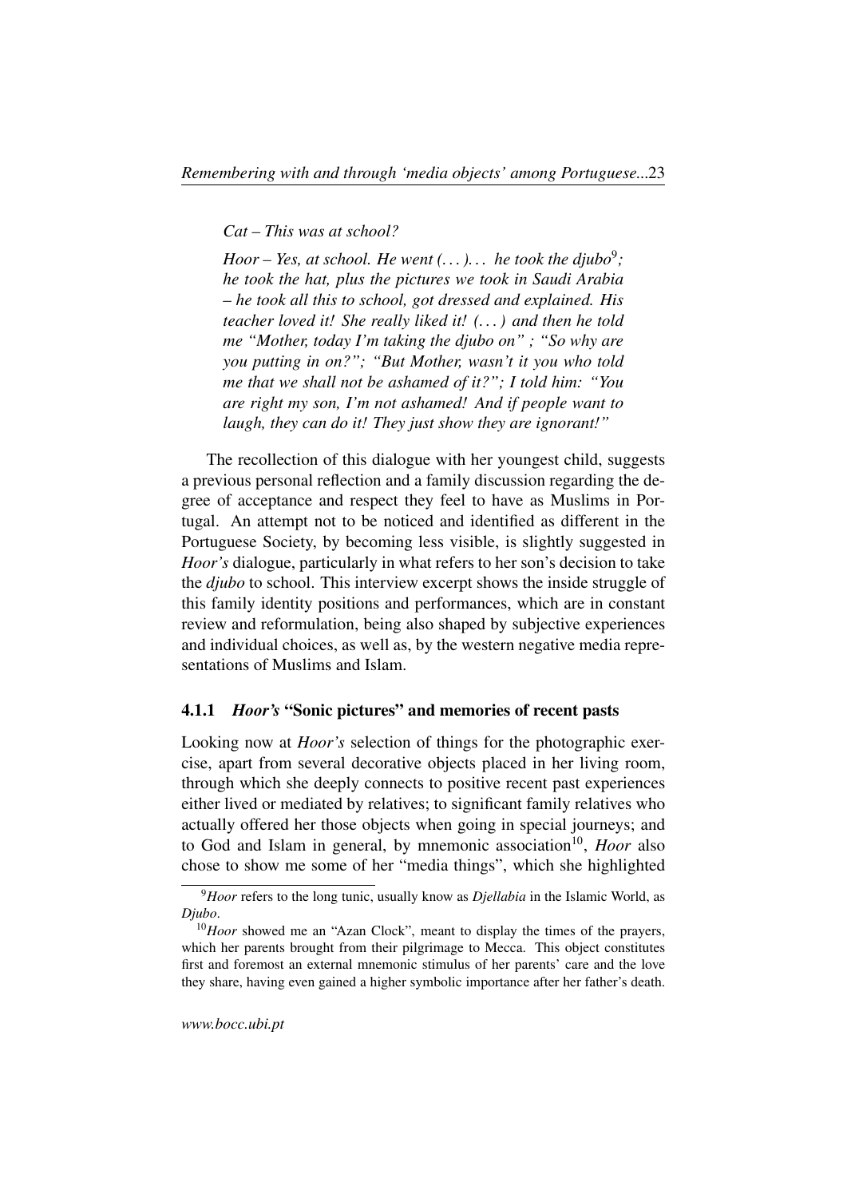*Cat – This was at school?*

*Hoor – Yes, at school. He went (. . . ). . . he took the djubo*[9]*; he took the hat, plus the pictures we took in Saudi Arabia – he took all this to school, got dressed and explained. His teacher loved it! She really liked it! (. . . ) and then he told me "Mother, today I'm taking the djubo on" ; "So why are you putting in on?"; "But Mother, wasn't it you who told me that we shall not be ashamed of it?"; I told him: "You are right my son, I'm not ashamed! And if people want to laugh, they can do it! They just show they are ignorant!"*

The recollection of this dialogue with her youngest child, suggests a previous personal reflection and a family discussion regarding the degree of acceptance and respect they feel to have as Muslims in Portugal. An attempt not to be noticed and identified as different in the Portuguese Society, by becoming less visible, is slightly suggested in *Hoor's* dialogue, particularly in what refers to her son's decision to take the *djubo* to school. This interview excerpt shows the inside struggle of this family identity positions and performances, which are in constant review and reformulation, being also shaped by subjective experiences and individual choices, as well as, by the western negative media representations of Muslims and Islam.

### 4.1.1 *Hoor's* "Sonic pictures" and memories of recent pasts

Looking now at *Hoor's* selection of things for the photographic exercise, apart from several decorative objects placed in her living room, through which she deeply connects to positive recent past experiences either lived or mediated by relatives; to significant family relatives who actually offered her those objects when going in special journeys; and to God and Islam in general, by mnemonic association[10], *Hoor* also chose to show me some of her "media things", which she highlighted

---

[9] *Hoor* refers to the long tunic, usually know as *Djellabia* in the Islamic World, as *Djubo*.

[10] *Hoor* showed me an "Azan Clock", meant to display the times of the prayers, which her parents brought from their pilgrimage to Mecca. This object constitutes first and foremost an external mnemonic stimulus of her parents' care and the love they share, having even gained a higher symbolic importance after her father's death.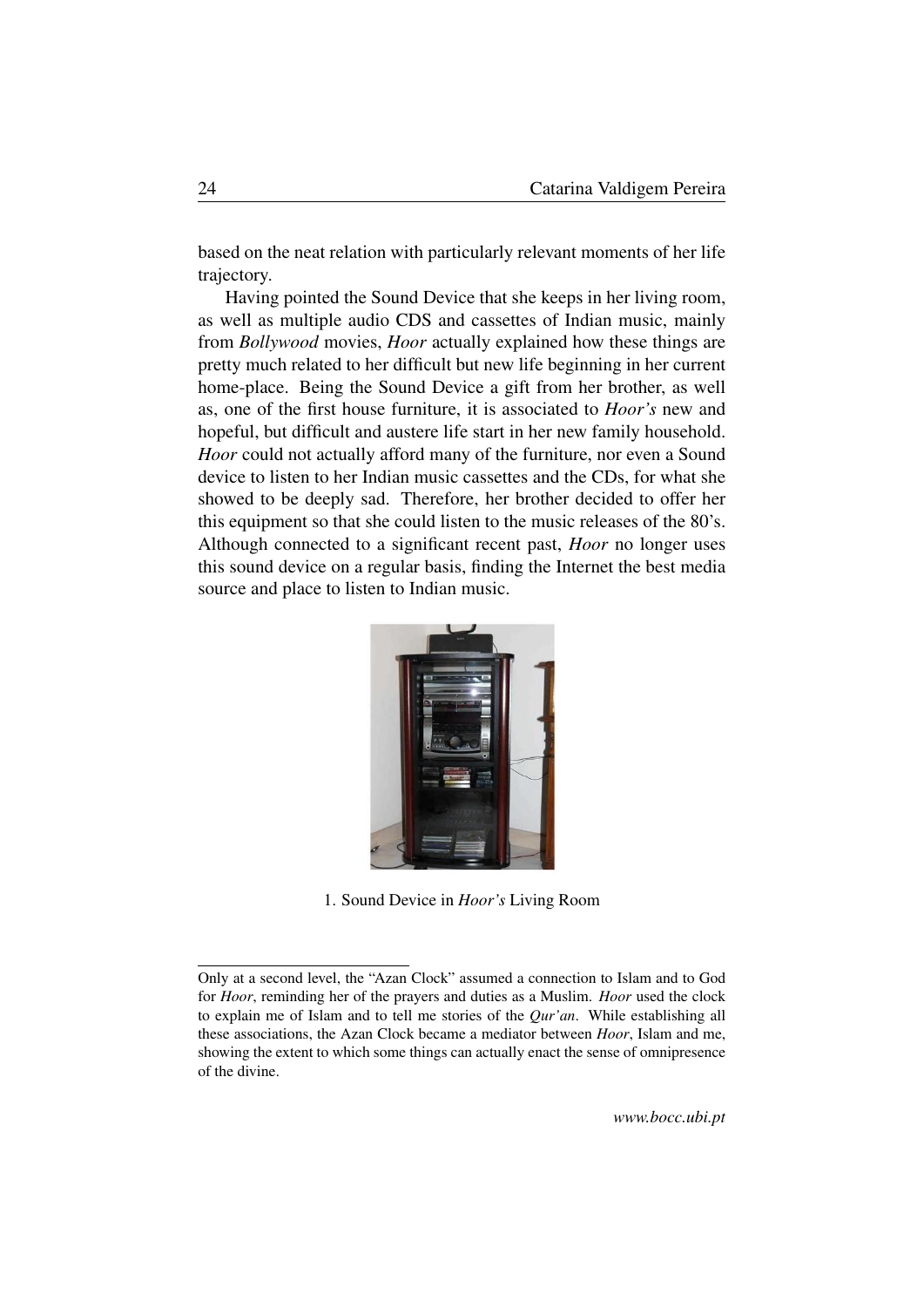based on the neat relation with particularly relevant moments of her life trajectory.

Having pointed the Sound Device that she keeps in her living room, as well as multiple audio CDS and cassettes of Indian music, mainly from *Bollywood* movies, *Hoor* actually explained how these things are pretty much related to her difficult but new life beginning in her current home-place. Being the Sound Device a gift from her brother, as well as, one of the first house furniture, it is associated to *Hoor's* new and hopeful, but difficult and austere life start in her new family household. *Hoor* could not actually afford many of the furniture, nor even a Sound device to listen to her Indian music cassettes and the CDs, for what she showed to be deeply sad. Therefore, her brother decided to offer her this equipment so that she could listen to the music releases of the 80's. Although connected to a significant recent past, *Hoor* no longer uses this sound device on a regular basis, finding the Internet the best media source and place to listen to Indian music.

1. Sound Device in *Hoor's* Living Room

---

Only at a second level, the "Azan Clock" assumed a connection to Islam and to God for *Hoor*, reminding her of the prayers and duties as a Muslim. *Hoor* used the clock to explain me of Islam and to tell me stories of the *Qur'an*. While establishing all these associations, the Azan Clock became a mediator between *Hoor*, Islam and me, showing the extent to which some things can actually enact the sense of omnipresence of the divine.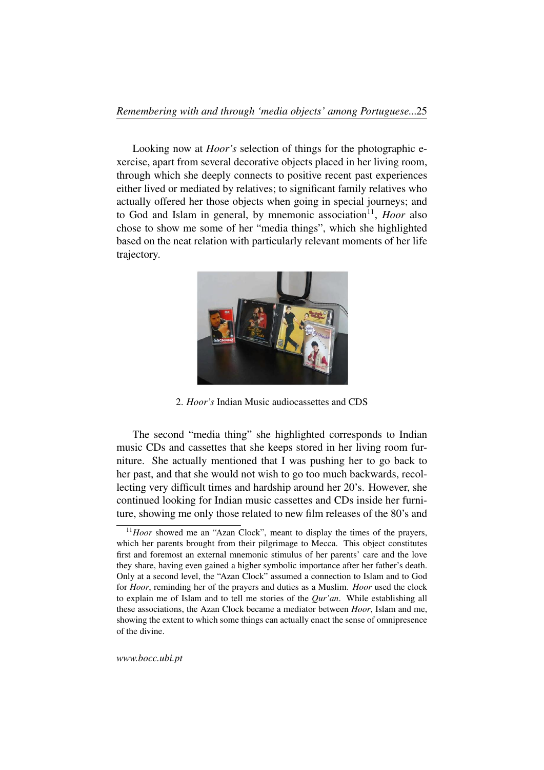Looking now at *Hoor's* selection of things for the photographic exercise, apart from several decorative objects placed in her living room, through which she deeply connects to positive recent past experiences either lived or mediated by relatives; to significant family relatives who actually offered her those objects when going in special journeys; and to God and Islam in general, by mnemonic association[11], *Hoor* also chose to show me some of her "media things", which she highlighted based on the neat relation with particularly relevant moments of her life trajectory.

2. *Hoor's* Indian Music audiocassettes and CDS

The second "media thing" she highlighted corresponds to Indian music CDs and cassettes that she keeps stored in her living room furniture. She actually mentioned that I was pushing her to go back to her past, and that she would not wish to go too much backwards, recollecting very difficult times and hardship around her 20's. However, she continued looking for Indian music cassettes and CDs inside her furniture, showing me only those related to new film releases of the 80's and

[11]*Hoor* showed me an "Azan Clock", meant to display the times of the prayers, which her parents brought from their pilgrimage to Mecca. This object constitutes first and foremost an external mnemonic stimulus of her parents' care and the love they share, having even gained a higher symbolic importance after her father's death. Only at a second level, the "Azan Clock" assumed a connection to Islam and to God for *Hoor*, reminding her of the prayers and duties as a Muslim. *Hoor* used the clock to explain me of Islam and to tell me stories of the *Qur'an*. While establishing all these associations, the Azan Clock became a mediator between *Hoor*, Islam and me, showing the extent to which some things can actually enact the sense of omnipresence of the divine.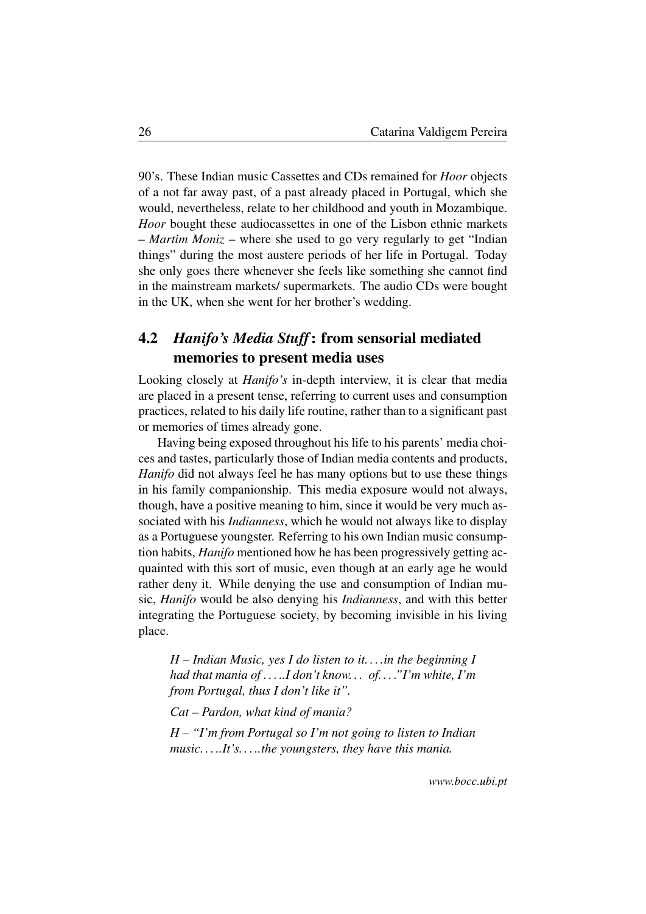90's. These Indian music Cassettes and CDs remained for *Hoor* objects of a not far away past, of a past already placed in Portugal, which she would, nevertheless, relate to her childhood and youth in Mozambique. *Hoor* bought these audiocassettes in one of the Lisbon ethnic markets – *Martim Moniz* – where she used to go very regularly to get "Indian things" during the most austere periods of her life in Portugal. Today she only goes there whenever she feels like something she cannot find in the mainstream markets/ supermarkets. The audio CDs were bought in the UK, when she went for her brother's wedding.

## 4.2 *Hanifo's Media Stuff*: from sensorial mediated memories to present media uses

Looking closely at *Hanifo's* in-depth interview, it is clear that media are placed in a present tense, referring to current uses and consumption practices, related to his daily life routine, rather than to a significant past or memories of times already gone.

Having being exposed throughout his life to his parents' media choices and tastes, particularly those of Indian media contents and products, *Hanifo* did not always feel he has many options but to use these things in his family companionship. This media exposure would not always, though, have a positive meaning to him, since it would be very much associated with his *Indianness*, which he would not always like to display as a Portuguese youngster. Referring to his own Indian music consumption habits, *Hanifo* mentioned how he has been progressively getting acquainted with this sort of music, even though at an early age he would rather deny it. While denying the use and consumption of Indian music, *Hanifo* would be also denying his *Indianness*, and with this better integrating the Portuguese society, by becoming invisible in his living place.

> *H – Indian Music, yes I do listen to it. . . .in the beginning I had that mania of . . . ..I don't know. . . of. . . ."I'm white, I'm from Portugal, thus I don't like it".*
>
> *Cat – Pardon, what kind of mania?*
>
> *H – "I'm from Portugal so I'm not going to listen to Indian music. . . ..It's. . . ..the youngsters, they have this mania.*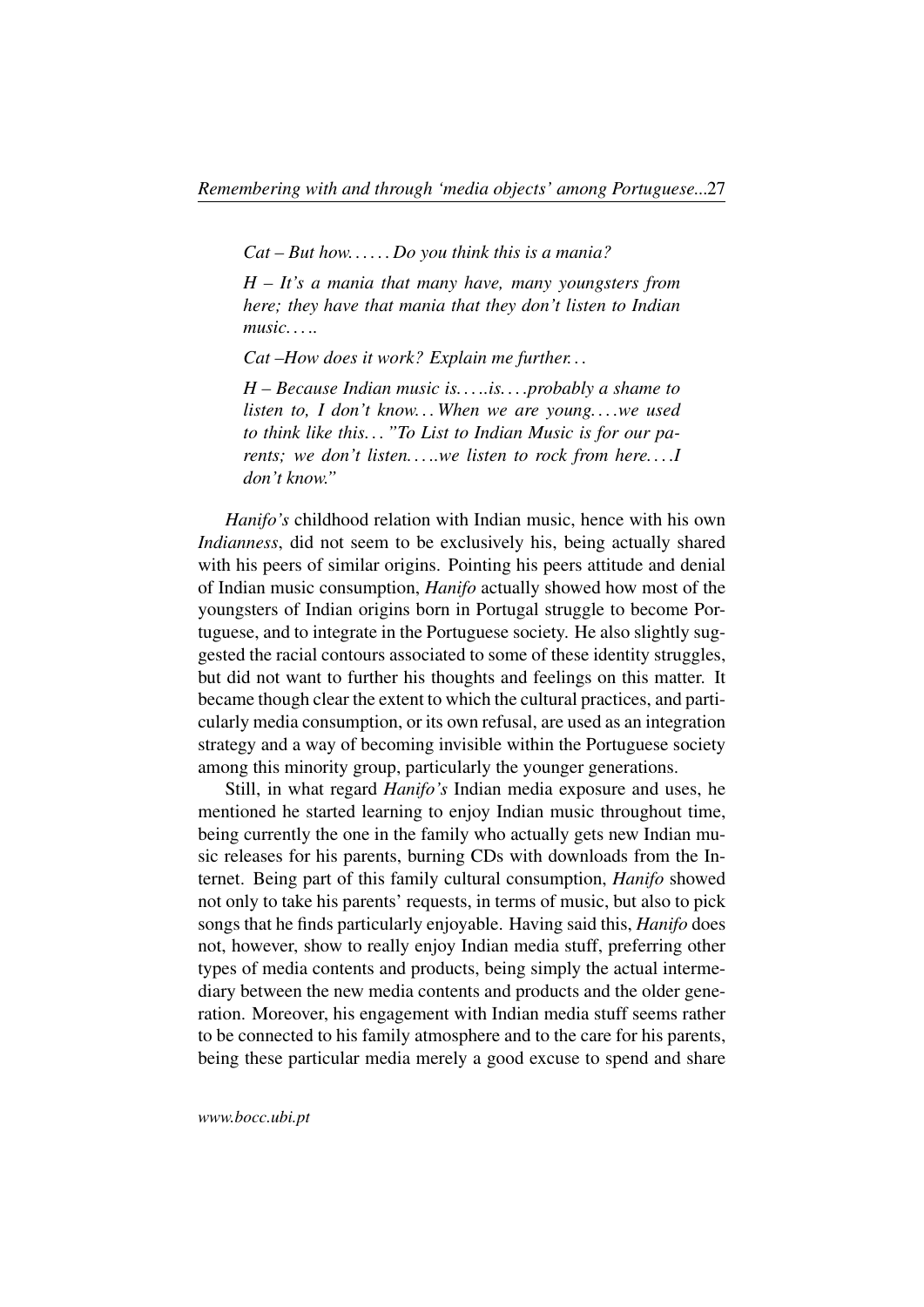*Cat – But how. . . . . . Do you think this is a mania?*

*H – It's a mania that many have, many youngsters from here; they have that mania that they don't listen to Indian music. . . . .*

*Cat –How does it work? Explain me further. . .*

*H – Because Indian music is. . . . .is. . . .probably a shame to listen to, I don't know. . . When we are young. . . .we used to think like this. . . "To List to Indian Music is for our parents; we don't listen. . . . .we listen to rock from here. . . .I don't know."*

*Hanifo's* childhood relation with Indian music, hence with his own *Indianness*, did not seem to be exclusively his, being actually shared with his peers of similar origins. Pointing his peers attitude and denial of Indian music consumption, *Hanifo* actually showed how most of the youngsters of Indian origins born in Portugal struggle to become Portuguese, and to integrate in the Portuguese society. He also slightly suggested the racial contours associated to some of these identity struggles, but did not want to further his thoughts and feelings on this matter. It became though clear the extent to which the cultural practices, and particularly media consumption, or its own refusal, are used as an integration strategy and a way of becoming invisible within the Portuguese society among this minority group, particularly the younger generations.

Still, in what regard *Hanifo's* Indian media exposure and uses, he mentioned he started learning to enjoy Indian music throughout time, being currently the one in the family who actually gets new Indian music releases for his parents, burning CDs with downloads from the Internet. Being part of this family cultural consumption, *Hanifo* showed not only to take his parents' requests, in terms of music, but also to pick songs that he finds particularly enjoyable. Having said this, *Hanifo* does not, however, show to really enjoy Indian media stuff, preferring other types of media contents and products, being simply the actual intermediary between the new media contents and products and the older generation. Moreover, his engagement with Indian media stuff seems rather to be connected to his family atmosphere and to the care for his parents, being these particular media merely a good excuse to spend and share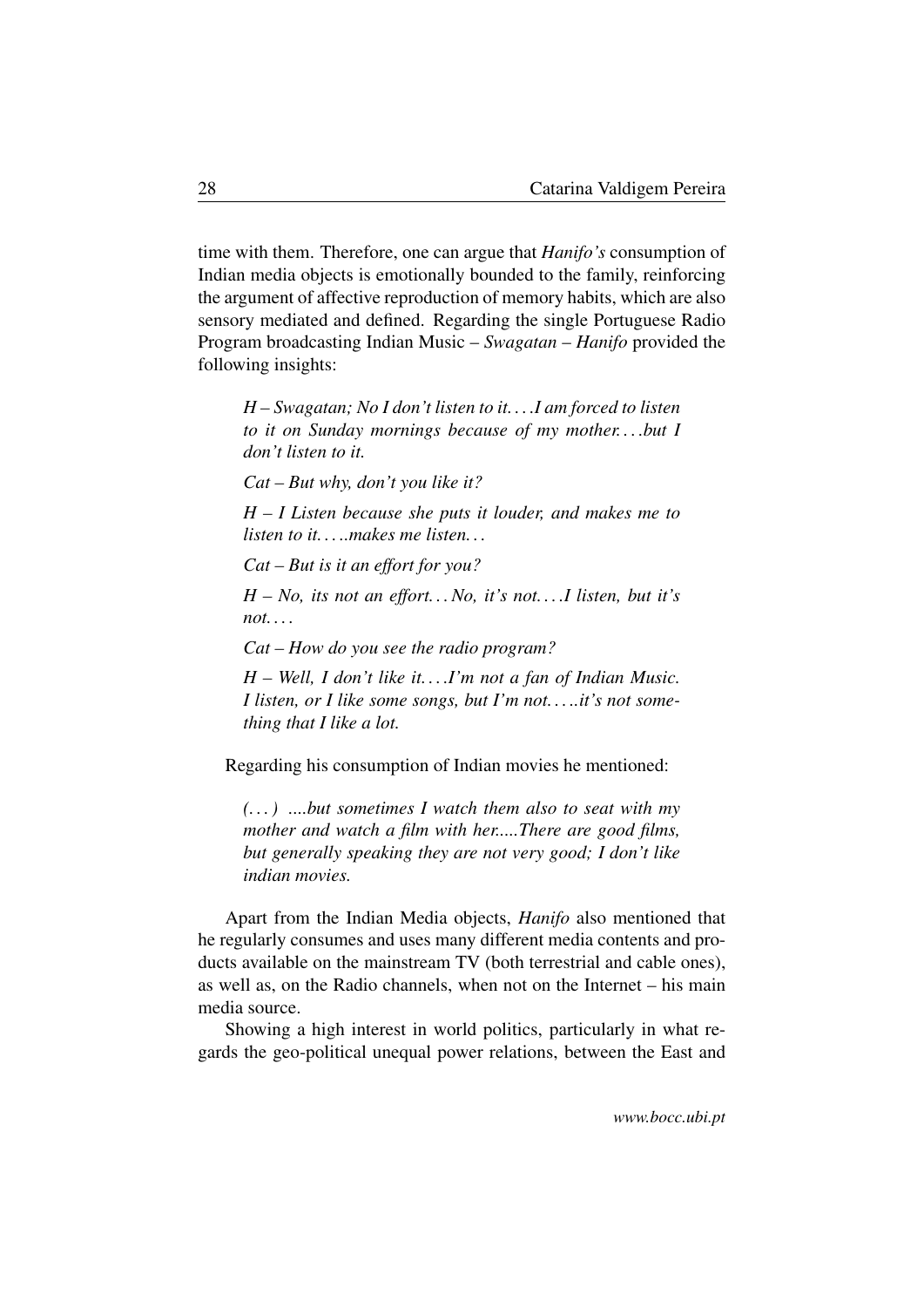time with them. Therefore, one can argue that *Hanifo's* consumption of Indian media objects is emotionally bounded to the family, reinforcing the argument of affective reproduction of memory habits, which are also sensory mediated and defined. Regarding the single Portuguese Radio Program broadcasting Indian Music – *Swagatan* – *Hanifo* provided the following insights:

> *H – Swagatan; No I don't listen to it. . . . I am forced to listen to it on Sunday mornings because of my mother. . . . but I don't listen to it.*
>
> *Cat – But why, don't you like it?*
>
> *H – I Listen because she puts it louder, and makes me to listen to it. . . . .makes me listen. . .*
>
> *Cat – But is it an effort for you?*
>
> *H – No, its not an effort. . . No, it's not. . . . I listen, but it's not. . . .*
>
> *Cat – How do you see the radio program?*
>
> *H – Well, I don't like it. . . . I'm not a fan of Indian Music. I listen, or I like some songs, but I'm not. . . . .it's not something that I like a lot.*

Regarding his consumption of Indian movies he mentioned:

> *(. . . ) ....but sometimes I watch them also to seat with my mother and watch a film with her.....There are good films, but generally speaking they are not very good; I don't like indian movies.*

Apart from the Indian Media objects, *Hanifo* also mentioned that he regularly consumes and uses many different media contents and products available on the mainstream TV (both terrestrial and cable ones), as well as, on the Radio channels, when not on the Internet – his main media source.

Showing a high interest in world politics, particularly in what regards the geo-political unequal power relations, between the East and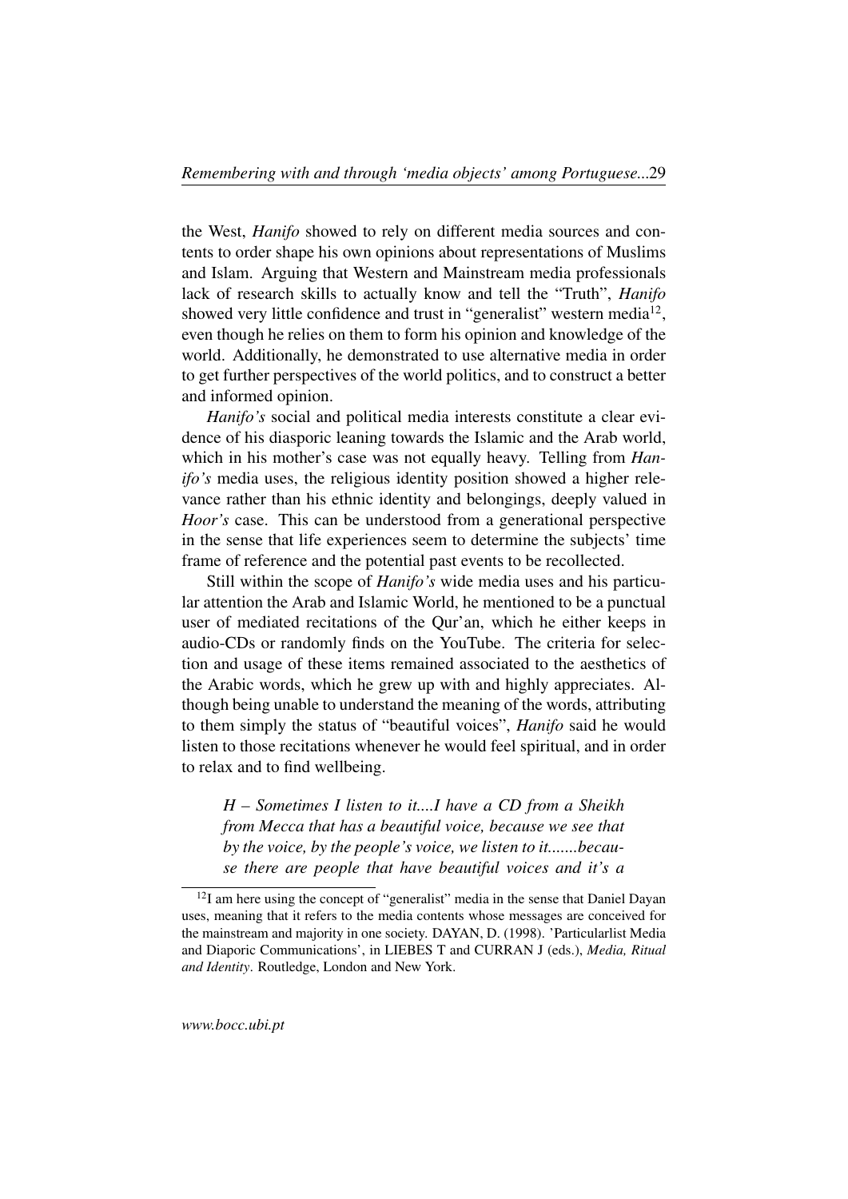the West, *Hanifo* showed to rely on different media sources and contents to order shape his own opinions about representations of Muslims and Islam. Arguing that Western and Mainstream media professionals lack of research skills to actually know and tell the "Truth", *Hanifo* showed very little confidence and trust in "generalist" western media[12], even though he relies on them to form his opinion and knowledge of the world. Additionally, he demonstrated to use alternative media in order to get further perspectives of the world politics, and to construct a better and informed opinion.

*Hanifo's* social and political media interests constitute a clear evidence of his diasporic leaning towards the Islamic and the Arab world, which in his mother's case was not equally heavy. Telling from *Hanifo's* media uses, the religious identity position showed a higher relevance rather than his ethnic identity and belongings, deeply valued in *Hoor's* case. This can be understood from a generational perspective in the sense that life experiences seem to determine the subjects' time frame of reference and the potential past events to be recollected.

Still within the scope of *Hanifo's* wide media uses and his particular attention the Arab and Islamic World, he mentioned to be a punctual user of mediated recitations of the Qur'an, which he either keeps in audio-CDs or randomly finds on the YouTube. The criteria for selection and usage of these items remained associated to the aesthetics of the Arabic words, which he grew up with and highly appreciates. Although being unable to understand the meaning of the words, attributing to them simply the status of "beautiful voices", *Hanifo* said he would listen to those recitations whenever he would feel spiritual, and in order to relax and to find wellbeing.

> *H – Sometimes I listen to it....I have a CD from a Sheikh from Mecca that has a beautiful voice, because we see that by the voice, by the people's voice, we listen to it.......because there are people that have beautiful voices and it's a*

[12] I am here using the concept of "generalist" media in the sense that Daniel Dayan uses, meaning that it refers to the media contents whose messages are conceived for the mainstream and majority in one society. DAYAN, D. (1998). 'Particularlist Media and Diaporic Communications', in LIEBES T and CURRAN J (eds.), *Media, Ritual and Identity*. Routledge, London and New York.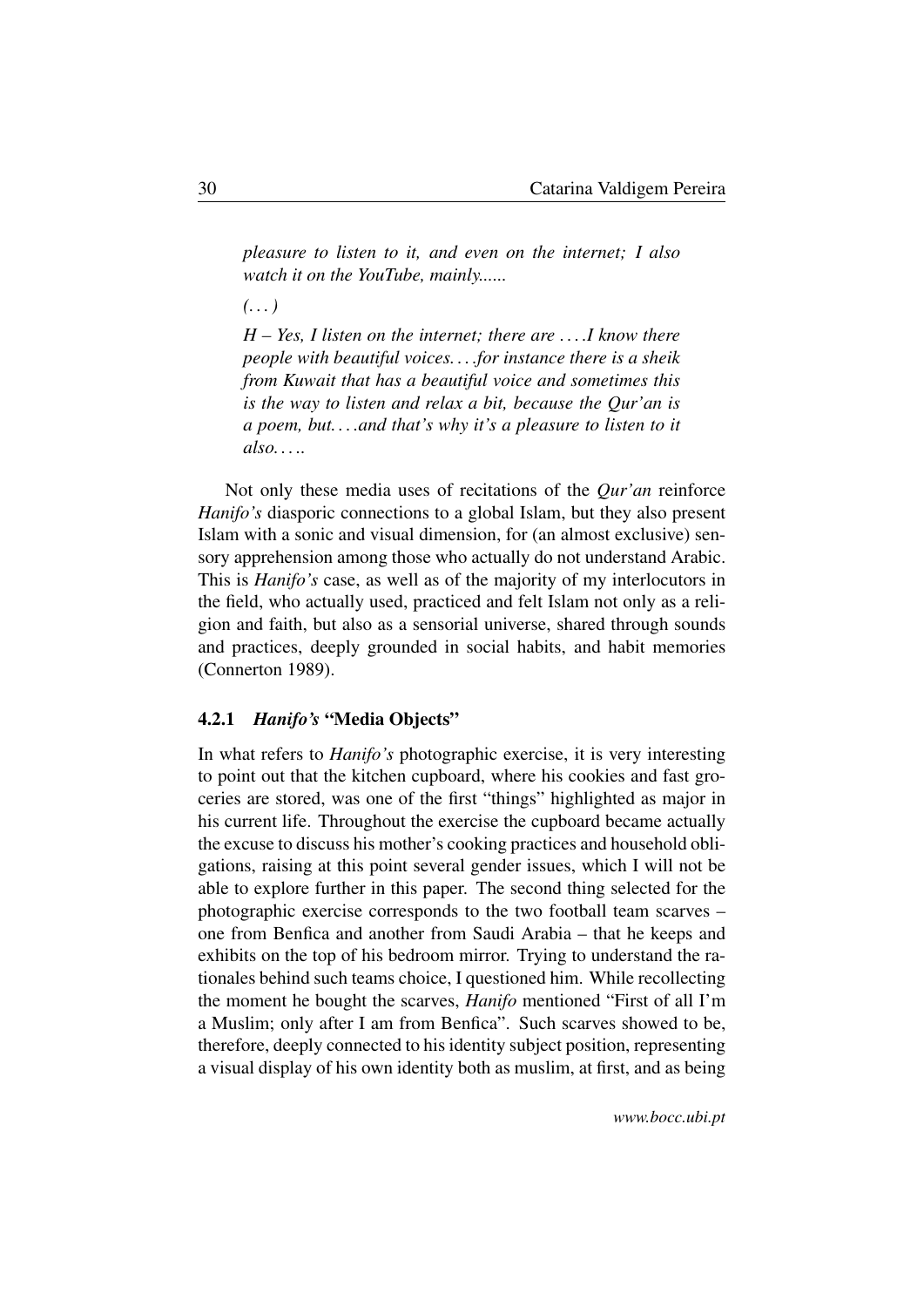*pleasure to listen to it, and even on the internet; I also watch it on the YouTube, mainly......*

*(. . . )*

*H – Yes, I listen on the internet; there are . . . .I know there people with beautiful voices. . . .for instance there is a sheik from Kuwait that has a beautiful voice and sometimes this is the way to listen and relax a bit, because the Qur'an is a poem, but. . . .and that's why it's a pleasure to listen to it also. . . ..*

Not only these media uses of recitations of the *Qur'an* reinforce *Hanifo's* diasporic connections to a global Islam, but they also present Islam with a sonic and visual dimension, for (an almost exclusive) sensory apprehension among those who actually do not understand Arabic. This is *Hanifo's* case, as well as of the majority of my interlocutors in the field, who actually used, practiced and felt Islam not only as a religion and faith, but also as a sensorial universe, shared through sounds and practices, deeply grounded in social habits, and habit memories (Connerton 1989).

### 4.2.1 *Hanifo's* "Media Objects"

In what refers to *Hanifo's* photographic exercise, it is very interesting to point out that the kitchen cupboard, where his cookies and fast groceries are stored, was one of the first "things" highlighted as major in his current life. Throughout the exercise the cupboard became actually the excuse to discuss his mother's cooking practices and household obligations, raising at this point several gender issues, which I will not be able to explore further in this paper. The second thing selected for the photographic exercise corresponds to the two football team scarves – one from Benfica and another from Saudi Arabia – that he keeps and exhibits on the top of his bedroom mirror. Trying to understand the rationales behind such teams choice, I questioned him. While recollecting the moment he bought the scarves, *Hanifo* mentioned "First of all I'm a Muslim; only after I am from Benfica". Such scarves showed to be, therefore, deeply connected to his identity subject position, representing a visual display of his own identity both as muslim, at first, and as being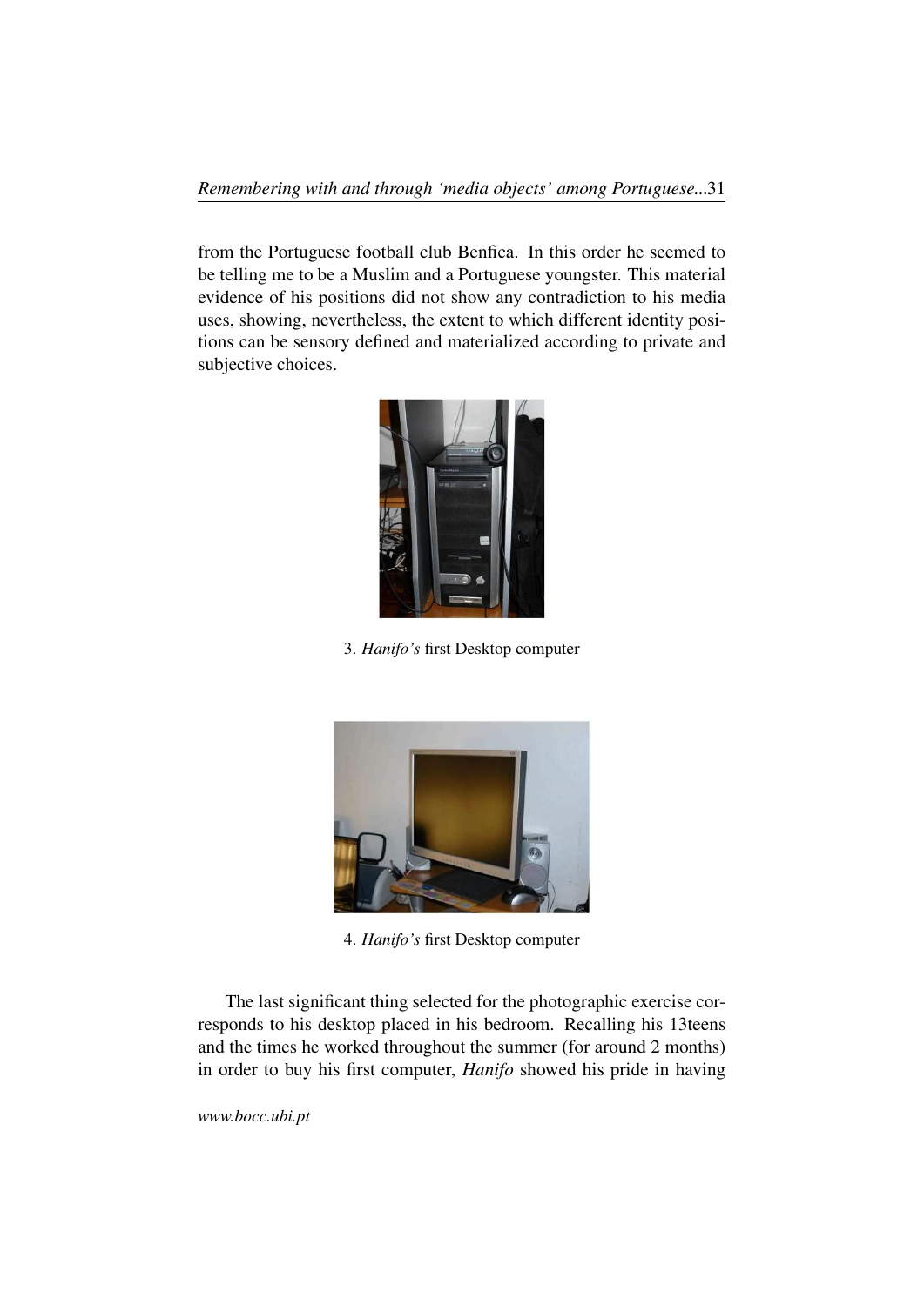from the Portuguese football club Benfica. In this order he seemed to be telling me to be a Muslim and a Portuguese youngster. This material evidence of his positions did not show any contradiction to his media uses, showing, nevertheless, the extent to which different identity positions can be sensory defined and materialized according to private and subjective choices.

3. *Hanifo's* first Desktop computer

4. *Hanifo's* first Desktop computer

The last significant thing selected for the photographic exercise corresponds to his desktop placed in his bedroom. Recalling his 13teens and the times he worked throughout the summer (for around 2 months) in order to buy his first computer, *Hanifo* showed his pride in having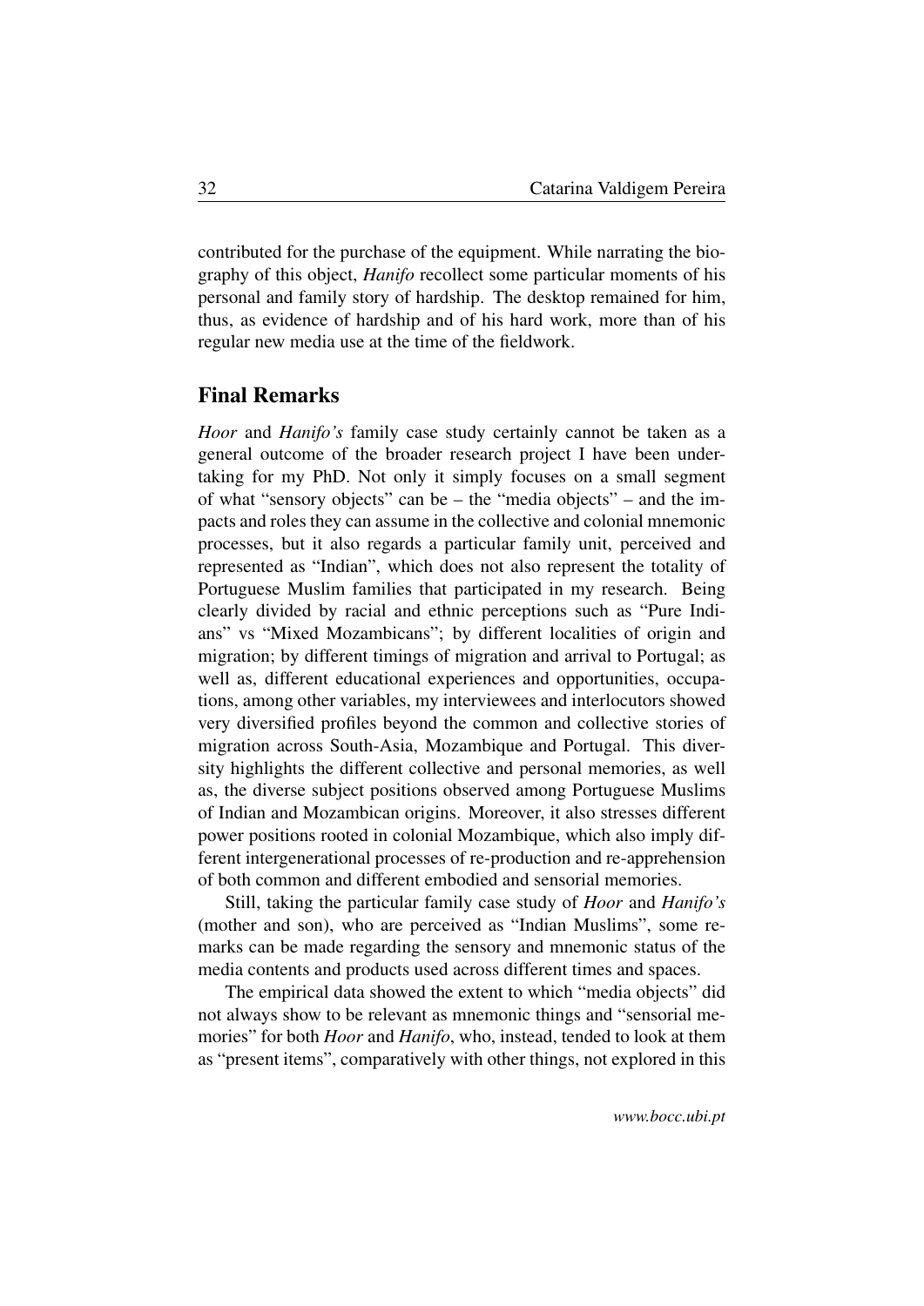contributed for the purchase of the equipment. While narrating the biography of this object, *Hanifo* recollect some particular moments of his personal and family story of hardship. The desktop remained for him, thus, as evidence of hardship and of his hard work, more than of his regular new media use at the time of the fieldwork.

## Final Remarks

*Hoor* and *Hanifo's* family case study certainly cannot be taken as a general outcome of the broader research project I have been undertaking for my PhD. Not only it simply focuses on a small segment of what "sensory objects" can be – the "media objects" – and the impacts and roles they can assume in the collective and colonial mnemonic processes, but it also regards a particular family unit, perceived and represented as "Indian", which does not also represent the totality of Portuguese Muslim families that participated in my research. Being clearly divided by racial and ethnic perceptions such as "Pure Indians" vs "Mixed Mozambicans"; by different localities of origin and migration; by different timings of migration and arrival to Portugal; as well as, different educational experiences and opportunities, occupations, among other variables, my interviewees and interlocutors showed very diversified profiles beyond the common and collective stories of migration across South-Asia, Mozambique and Portugal. This diversity highlights the different collective and personal memories, as well as, the diverse subject positions observed among Portuguese Muslims of Indian and Mozambican origins. Moreover, it also stresses different power positions rooted in colonial Mozambique, which also imply different intergenerational processes of re-production and re-apprehension of both common and different embodied and sensorial memories.

Still, taking the particular family case study of *Hoor* and *Hanifo's* (mother and son), who are perceived as "Indian Muslims", some remarks can be made regarding the sensory and mnemonic status of the media contents and products used across different times and spaces.

The empirical data showed the extent to which "media objects" did not always show to be relevant as mnemonic things and "sensorial memories" for both *Hoor* and *Hanifo*, who, instead, tended to look at them as "present items", comparatively with other things, not explored in this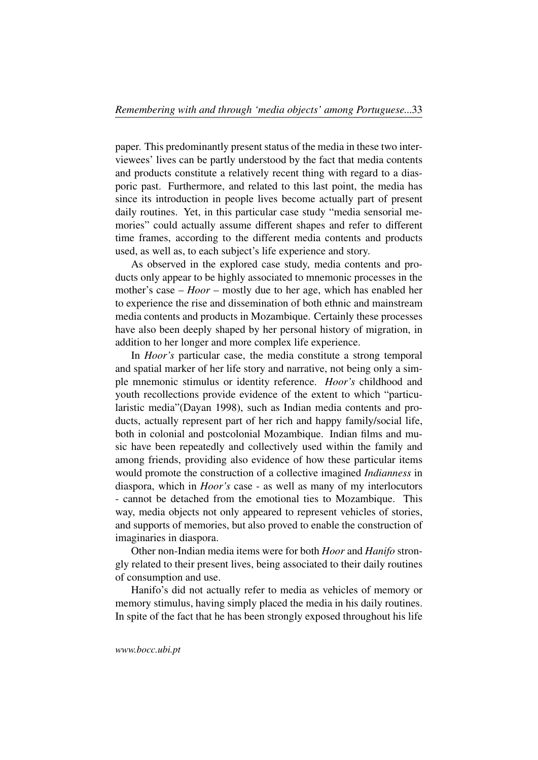paper. This predominantly present status of the media in these two interviewees' lives can be partly understood by the fact that media contents and products constitute a relatively recent thing with regard to a diasporic past. Furthermore, and related to this last point, the media has since its introduction in people lives become actually part of present daily routines. Yet, in this particular case study "media sensorial memories" could actually assume different shapes and refer to different time frames, according to the different media contents and products used, as well as, to each subject's life experience and story.

As observed in the explored case study, media contents and products only appear to be highly associated to mnemonic processes in the mother's case – *Hoor* – mostly due to her age, which has enabled her to experience the rise and dissemination of both ethnic and mainstream media contents and products in Mozambique. Certainly these processes have also been deeply shaped by her personal history of migration, in addition to her longer and more complex life experience.

In *Hoor's* particular case, the media constitute a strong temporal and spatial marker of her life story and narrative, not being only a simple mnemonic stimulus or identity reference. *Hoor's* childhood and youth recollections provide evidence of the extent to which "particularistic media"(Dayan 1998), such as Indian media contents and products, actually represent part of her rich and happy family/social life, both in colonial and postcolonial Mozambique. Indian films and music have been repeatedly and collectively used within the family and among friends, providing also evidence of how these particular items would promote the construction of a collective imagined *Indianness* in diaspora, which in *Hoor's* case - as well as many of my interlocutors - cannot be detached from the emotional ties to Mozambique. This way, media objects not only appeared to represent vehicles of stories, and supports of memories, but also proved to enable the construction of imaginaries in diaspora.

Other non-Indian media items were for both *Hoor* and *Hanifo* strongly related to their present lives, being associated to their daily routines of consumption and use.

Hanifo's did not actually refer to media as vehicles of memory or memory stimulus, having simply placed the media in his daily routines. In spite of the fact that he has been strongly exposed throughout his life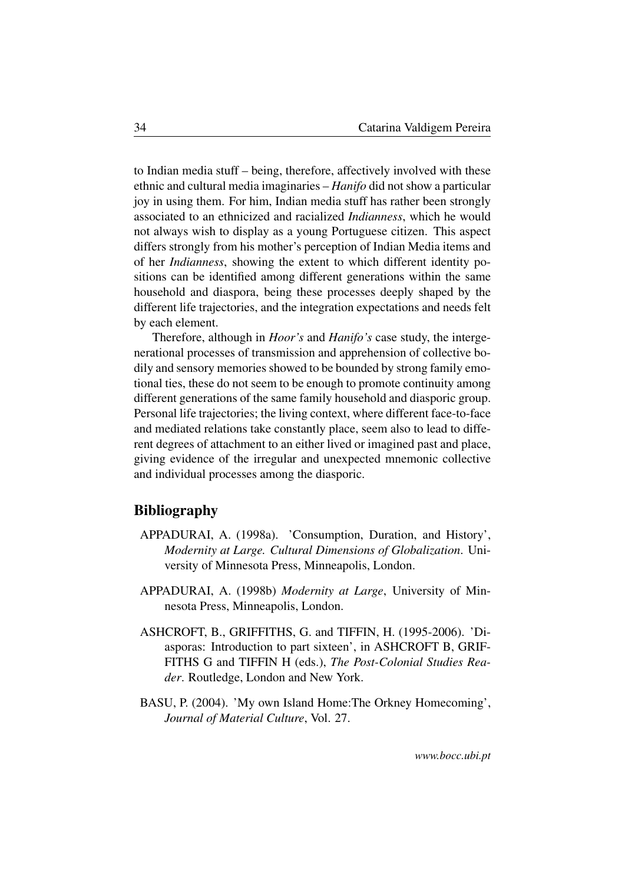to Indian media stuff – being, therefore, affectively involved with these ethnic and cultural media imaginaries – *Hanifo* did not show a particular joy in using them. For him, Indian media stuff has rather been strongly associated to an ethnicized and racialized *Indianness*, which he would not always wish to display as a young Portuguese citizen. This aspect differs strongly from his mother's perception of Indian Media items and of her *Indianness*, showing the extent to which different identity positions can be identified among different generations within the same household and diaspora, being these processes deeply shaped by the different life trajectories, and the integration expectations and needs felt by each element.

Therefore, although in *Hoor's* and *Hanifo's* case study, the intergenerational processes of transmission and apprehension of collective bodily and sensory memories showed to be bounded by strong family emotional ties, these do not seem to be enough to promote continuity among different generations of the same family household and diasporic group. Personal life trajectories; the living context, where different face-to-face and mediated relations take constantly place, seem also to lead to different degrees of attachment to an either lived or imagined past and place, giving evidence of the irregular and unexpected mnemonic collective and individual processes among the diasporic.

## Bibliography

APPADURAI, A. (1998a). 'Consumption, Duration, and History', *Modernity at Large. Cultural Dimensions of Globalization*. University of Minnesota Press, Minneapolis, London.

APPADURAI, A. (1998b) *Modernity at Large*, University of Minnesota Press, Minneapolis, London.

ASHCROFT, B., GRIFFITHS, G. and TIFFIN, H. (1995-2006). 'Diasporas: Introduction to part sixteen', in ASHCROFT B, GRIFFITHS G and TIFFIN H (eds.), *The Post-Colonial Studies Reader*. Routledge, London and New York.

BASU, P. (2004). 'My own Island Home:The Orkney Homecoming', *Journal of Material Culture*, Vol. 27.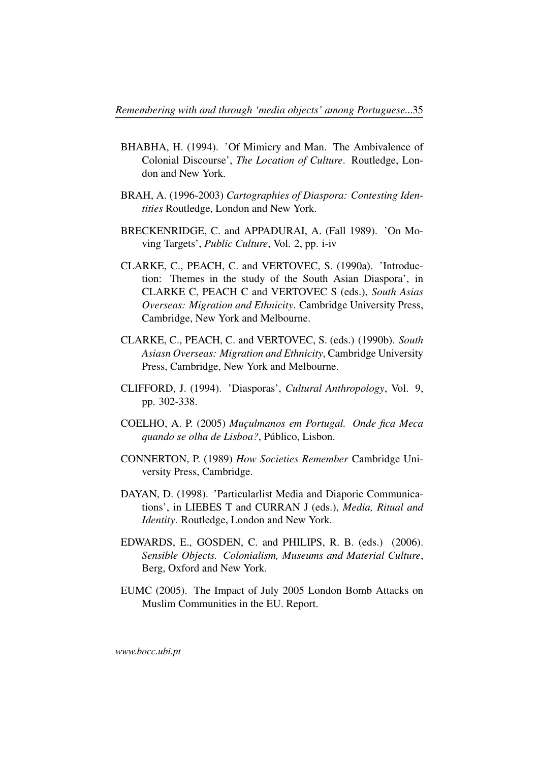BHABHA, H. (1994). 'Of Mimicry and Man. The Ambivalence of Colonial Discourse', *The Location of Culture*. Routledge, London and New York.

BRAH, A. (1996-2003) *Cartographies of Diaspora: Contesting Identities* Routledge, London and New York.

BRECKENRIDGE, C. and APPADURAI, A. (Fall 1989). 'On Moving Targets', *Public Culture*, Vol. 2, pp. i-iv

CLARKE, C., PEACH, C. and VERTOVEC, S. (1990a). 'Introduction: Themes in the study of the South Asian Diaspora', in CLARKE C, PEACH C and VERTOVEC S (eds.), *South Asias Overseas: Migration and Ethnicity*. Cambridge University Press, Cambridge, New York and Melbourne.

CLARKE, C., PEACH, C. and VERTOVEC, S. (eds.) (1990b). *South Asiasn Overseas: Migration and Ethnicity*, Cambridge University Press, Cambridge, New York and Melbourne.

CLIFFORD, J. (1994). 'Diasporas', *Cultural Anthropology*, Vol. 9, pp. 302-338.

COELHO, A. P. (2005) *Muçulmanos em Portugal. Onde fica Meca quando se olha de Lisboa?*, Público, Lisbon.

CONNERTON, P. (1989) *How Societies Remember* Cambridge University Press, Cambridge.

DAYAN, D. (1998). 'Particularlist Media and Diaporic Communications', in LIEBES T and CURRAN J (eds.), *Media, Ritual and Identity*. Routledge, London and New York.

EDWARDS, E., GOSDEN, C. and PHILIPS, R. B. (eds.) (2006). *Sensible Objects. Colonialism, Museums and Material Culture*, Berg, Oxford and New York.

EUMC (2005). The Impact of July 2005 London Bomb Attacks on Muslim Communities in the EU. Report.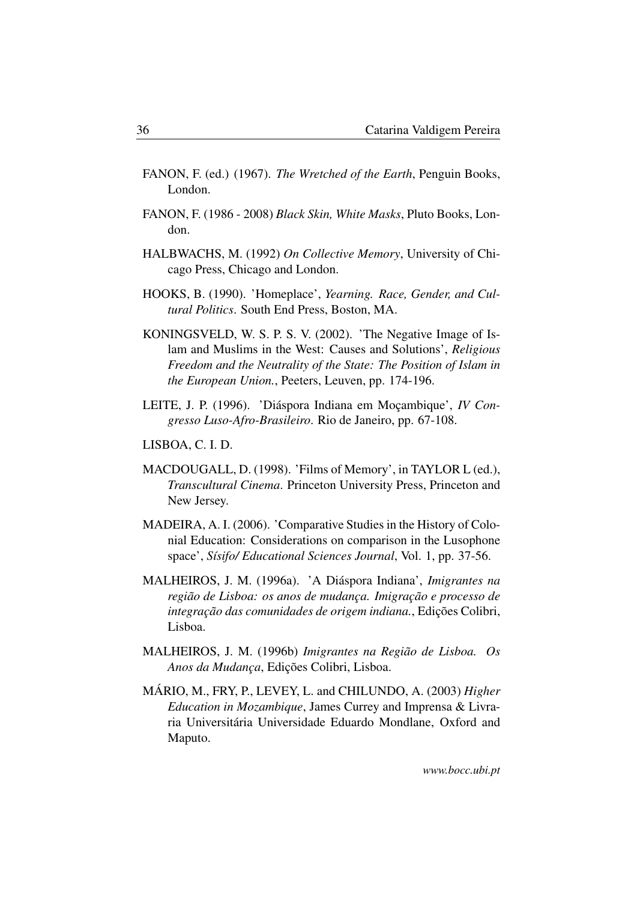FANON, F. (ed.) (1967). *The Wretched of the Earth*, Penguin Books, London.

FANON, F. (1986 - 2008) *Black Skin, White Masks*, Pluto Books, London.

HALBWACHS, M. (1992) *On Collective Memory*, University of Chicago Press, Chicago and London.

HOOKS, B. (1990). 'Homeplace', *Yearning. Race, Gender, and Cultural Politics*. South End Press, Boston, MA.

KONINGSVELD, W. S. P. S. V. (2002). 'The Negative Image of Islam and Muslims in the West: Causes and Solutions', *Religious Freedom and the Neutrality of the State: The Position of Islam in the European Union.*, Peeters, Leuven, pp. 174-196.

LEITE, J. P. (1996). 'Diáspora Indiana em Moçambique', *IV Congresso Luso-Afro-Brasileiro*. Rio de Janeiro, pp. 67-108.

LISBOA, C. I. D.

MACDOUGALL, D. (1998). 'Films of Memory', in TAYLOR L (ed.), *Transcultural Cinema*. Princeton University Press, Princeton and New Jersey.

MADEIRA, A. I. (2006). 'Comparative Studies in the History of Colonial Education: Considerations on comparison in the Lusophone space', *Sísifo/ Educational Sciences Journal*, Vol. 1, pp. 37-56.

MALHEIROS, J. M. (1996a). 'A Diáspora Indiana', *Imigrantes na região de Lisboa: os anos de mudança. Imigração e processo de integração das comunidades de origem indiana.*, Edições Colibri, Lisboa.

MALHEIROS, J. M. (1996b) *Imigrantes na Região de Lisboa. Os Anos da Mudança*, Edições Colibri, Lisboa.

MÁRIO, M., FRY, P., LEVEY, L. and CHILUNDO, A. (2003) *Higher Education in Mozambique*, James Currey and Imprensa & Livraria Universitária Universidade Eduardo Mondlane, Oxford and Maputo.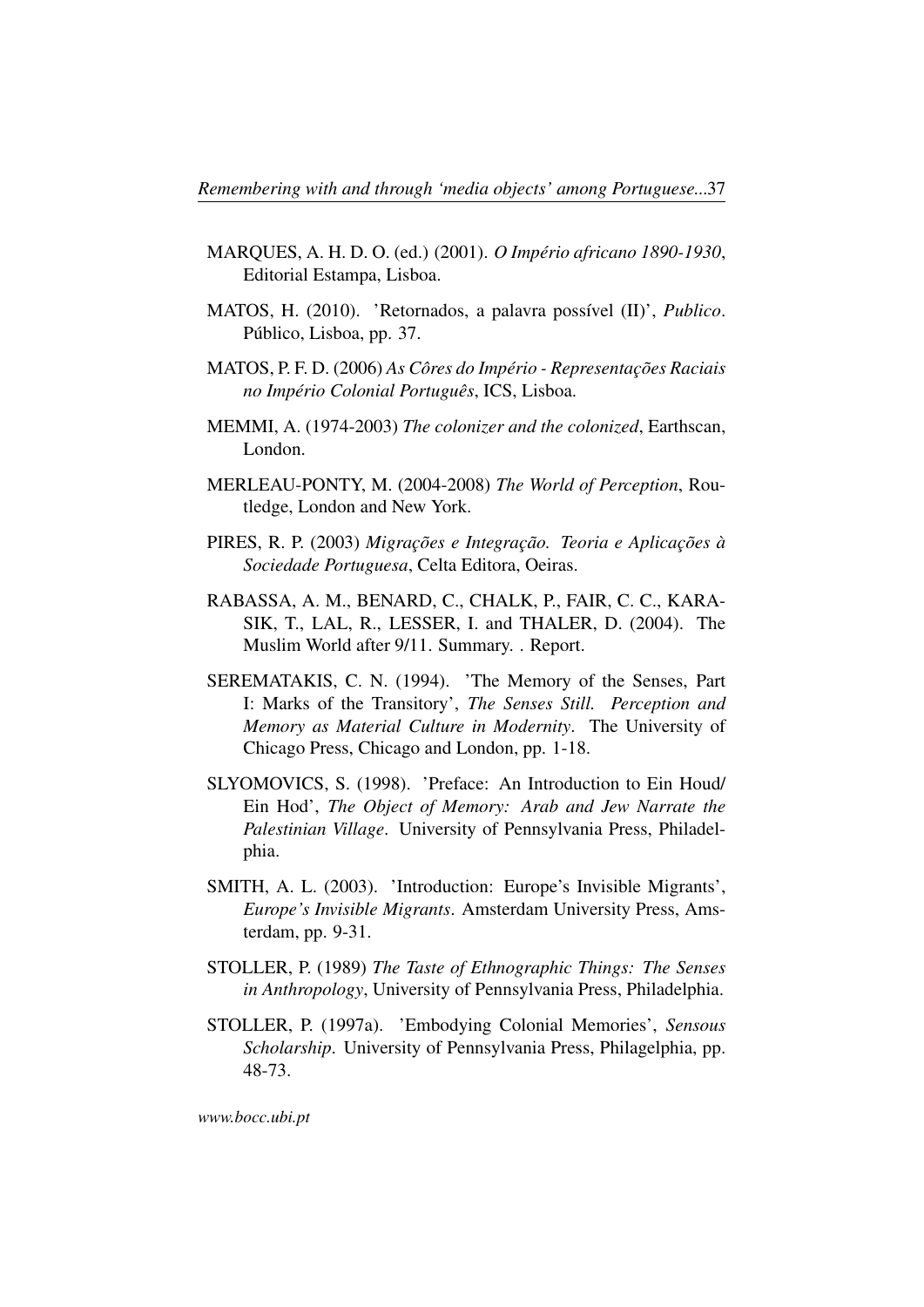MARQUES, A. H. D. O. (ed.) (2001). *O Império africano 1890-1930*, Editorial Estampa, Lisboa.

MATOS, H. (2010). 'Retornados, a palavra possível (II)', *Publico*. Público, Lisboa, pp. 37.

MATOS, P. F. D. (2006) *As Côres do Império - Representações Raciais no Império Colonial Português*, ICS, Lisboa.

MEMMI, A. (1974-2003) *The colonizer and the colonized*, Earthscan, London.

MERLEAU-PONTY, M. (2004-2008) *The World of Perception*, Routledge, London and New York.

PIRES, R. P. (2003) *Migrações e Integração. Teoria e Aplicações à Sociedade Portuguesa*, Celta Editora, Oeiras.

RABASSA, A. M., BENARD, C., CHALK, P., FAIR, C. C., KARASIK, T., LAL, R., LESSER, I. and THALER, D. (2004). The Muslim World after 9/11. Summary. . Report.

SEREMATAKIS, C. N. (1994). 'The Memory of the Senses, Part I: Marks of the Transitory', *The Senses Still. Perception and Memory as Material Culture in Modernity*. The University of Chicago Press, Chicago and London, pp. 1-18.

SLYOMOVICS, S. (1998). 'Preface: An Introduction to Ein Houd/ Ein Hod', *The Object of Memory: Arab and Jew Narrate the Palestinian Village*. University of Pennsylvania Press, Philadelphia.

SMITH, A. L. (2003). 'Introduction: Europe's Invisible Migrants', *Europe's Invisible Migrants*. Amsterdam University Press, Amsterdam, pp. 9-31.

STOLLER, P. (1989) *The Taste of Ethnographic Things: The Senses in Anthropology*, University of Pennsylvania Press, Philadelphia.

STOLLER, P. (1997a). 'Embodying Colonial Memories', *Sensous Scholarship*. University of Pennsylvania Press, Philagelphia, pp. 48-73.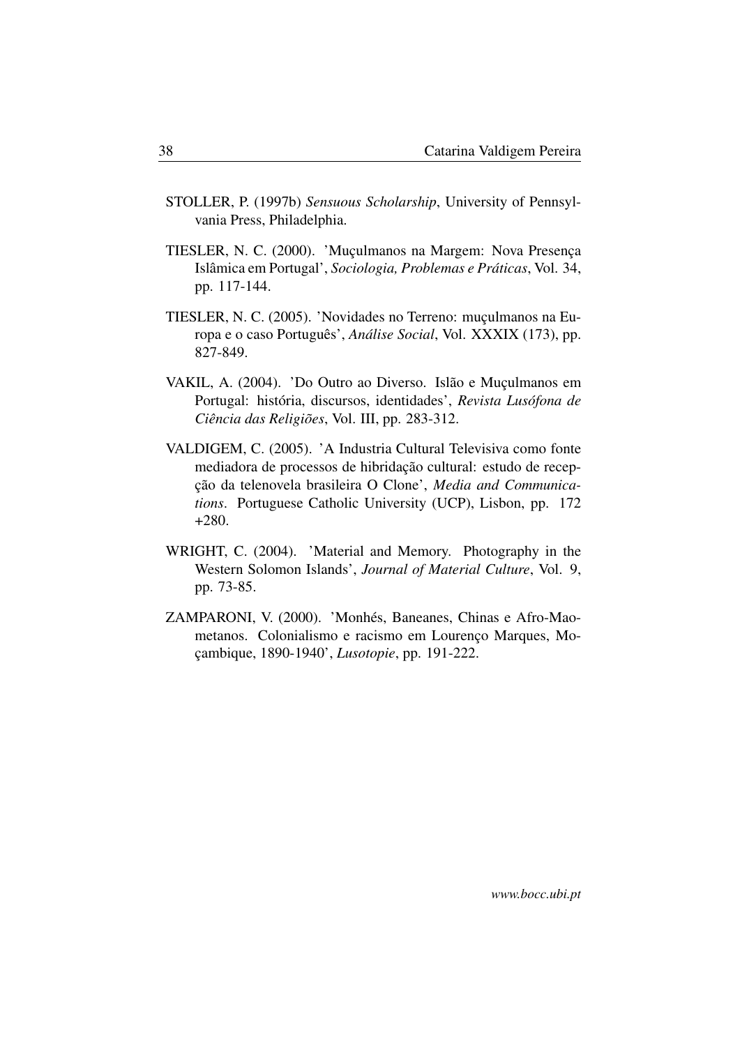STOLLER, P. (1997b) *Sensuous Scholarship*, University of Pennsylvania Press, Philadelphia.

TIESLER, N. C. (2000). 'Muçulmanos na Margem: Nova Presença Islâmica em Portugal', *Sociologia, Problemas e Práticas*, Vol. 34, pp. 117-144.

TIESLER, N. C. (2005). 'Novidades no Terreno: muçulmanos na Europa e o caso Português', *Análise Social*, Vol. XXXIX (173), pp. 827-849.

VAKIL, A. (2004). 'Do Outro ao Diverso. Islão e Muçulmanos em Portugal: história, discursos, identidades', *Revista Lusófona de Ciência das Religiões*, Vol. III, pp. 283-312.

VALDIGEM, C. (2005). 'A Industria Cultural Televisiva como fonte mediadora de processos de hibridação cultural: estudo de recepção da telenovela brasileira O Clone', *Media and Communications*. Portuguese Catholic University (UCP), Lisbon, pp. 172 +280.

WRIGHT, C. (2004). 'Material and Memory. Photography in the Western Solomon Islands', *Journal of Material Culture*, Vol. 9, pp. 73-85.

ZAMPARONI, V. (2000). 'Monhés, Baneanes, Chinas e Afro-Maometanos. Colonialismo e racismo em Lourenço Marques, Moçambique, 1890-1940', *Lusotopie*, pp. 191-222.